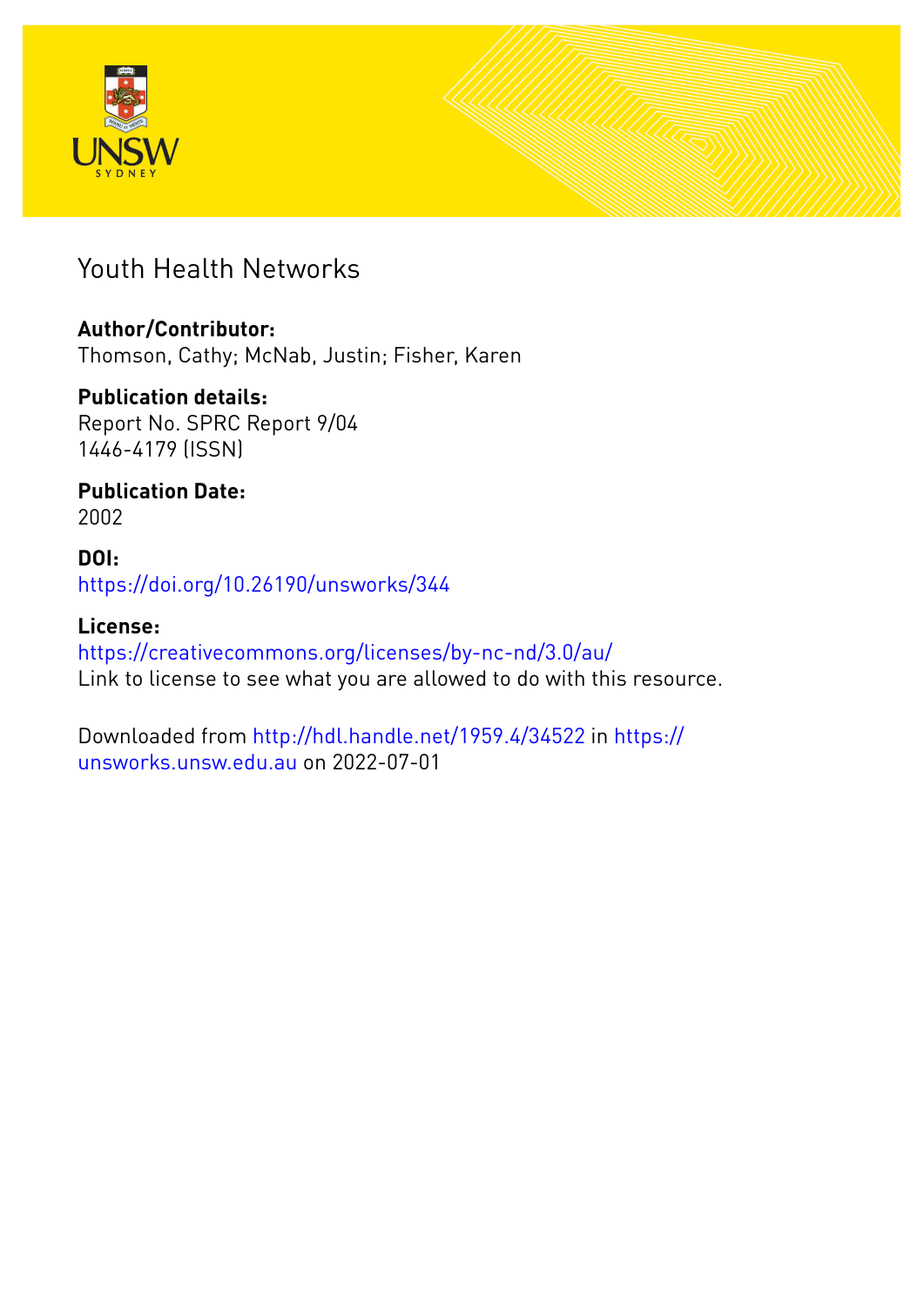# Youth Health Networks

**Author/Contributor:**
Thomson, Cathy; McNab, Justin; Fisher, Karen

**Publication details:**
Report No. SPRC Report 9/04
1446-4179 (ISSN)

**Publication Date:**
2002

**DOI:**
https://doi.org/10.26190/unsworks/344

**License:**
https://creativecommons.org/licenses/by-nc-nd/3.0/au/
Link to license to see what you are allowed to do with this resource.

Downloaded from http://hdl.handle.net/1959.4/34522 in https://unsworks.unsw.edu.au on 2022-07-01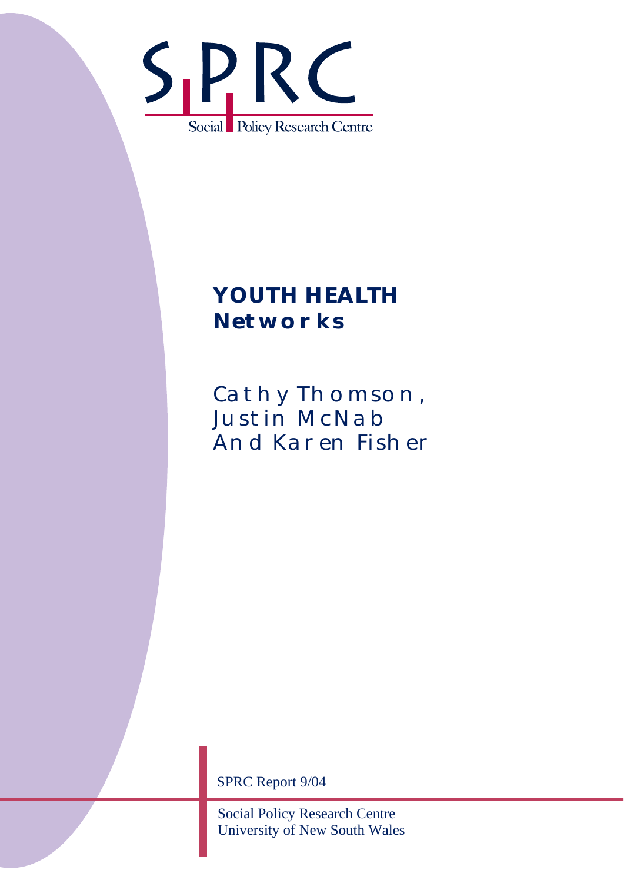SPRC

Social Policy Research Centre

# YOUTH HEALTH Networks

Cathy Thomson,
Justin McNab
And Karen Fisher

SPRC Report 9/04

Social Policy Research Centre
University of New South Wales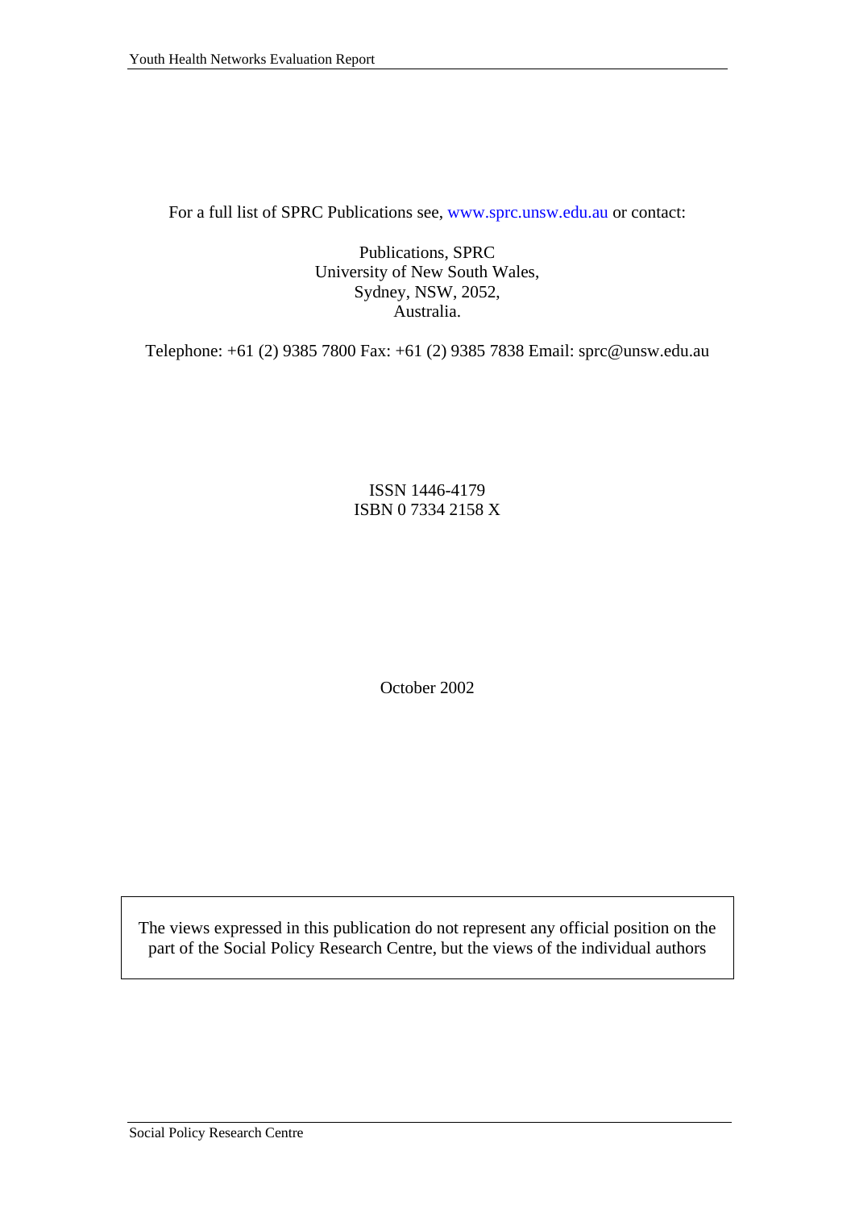For a full list of SPRC Publications see, www.sprc.unsw.edu.au or contact:

Publications, SPRC  
University of New South Wales,  
Sydney, NSW, 2052,  
Australia.

Telephone: +61 (2) 9385 7800 Fax: +61 (2) 9385 7838 Email: sprc@unsw.edu.au

ISSN 1446-4179  
ISBN 0 7334 2158 X

October 2002

The views expressed in this publication do not represent any official position on the part of the Social Policy Research Centre, but the views of the individual authors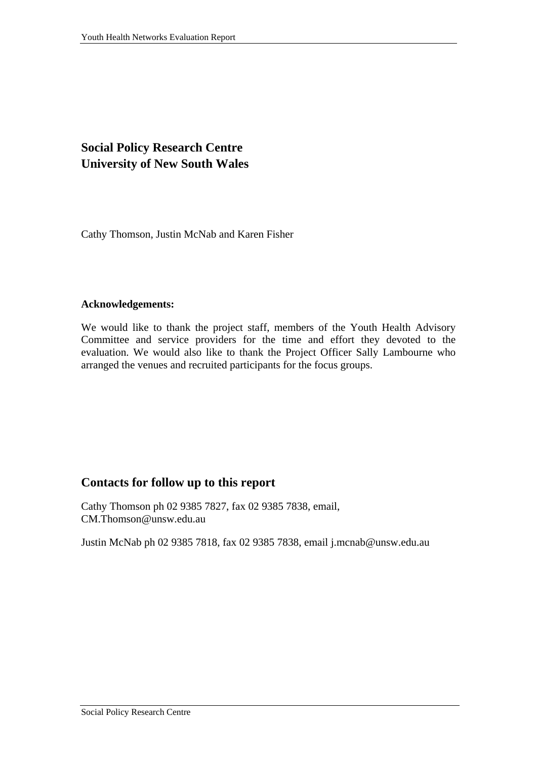**Social Policy Research Centre**
**University of New South Wales**

Cathy Thomson, Justin McNab and Karen Fisher

**Acknowledgements:**

We would like to thank the project staff, members of the Youth Health Advisory Committee and service providers for the time and effort they devoted to the evaluation. We would also like to thank the Project Officer Sally Lambourne who arranged the venues and recruited participants for the focus groups.

## Contacts for follow up to this report

Cathy Thomson ph 02 9385 7827, fax 02 9385 7838, email, CM.Thomson@unsw.edu.au

Justin McNab ph 02 9385 7818, fax 02 9385 7838, email j.mcnab@unsw.edu.au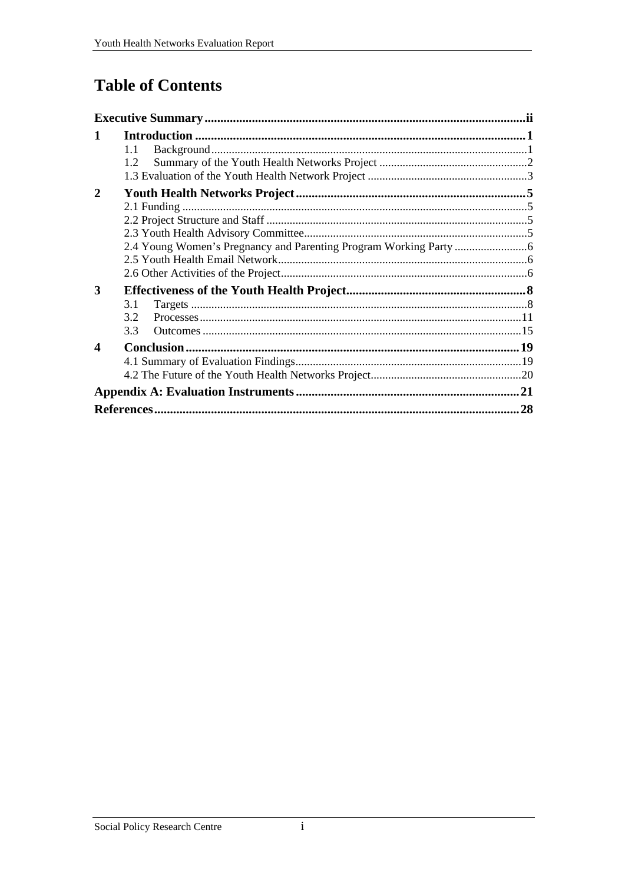# Table of Contents

**Executive Summary** ..... ii

**1 Introduction** ..... 1

- 1.1 Background ..... 1
- 1.2 Summary of the Youth Health Networks Project ..... 2
- 1.3 Evaluation of the Youth Health Network Project ..... 3

**2 Youth Health Networks Project** ..... 5

- 2.1 Funding ..... 5
- 2.2 Project Structure and Staff ..... 5
- 2.3 Youth Health Advisory Committee ..... 5
- 2.4 Young Women's Pregnancy and Parenting Program Working Party ..... 6
- 2.5 Youth Health Email Network ..... 6
- 2.6 Other Activities of the Project ..... 6

**3 Effectiveness of the Youth Health Project** ..... 8

- 3.1 Targets ..... 8
- 3.2 Processes ..... 11
- 3.3 Outcomes ..... 15

**4 Conclusion** ..... 19

- 4.1 Summary of Evaluation Findings ..... 19
- 4.2 The Future of the Youth Health Networks Project ..... 20

**Appendix A: Evaluation Instruments** ..... 21

**References** ..... 28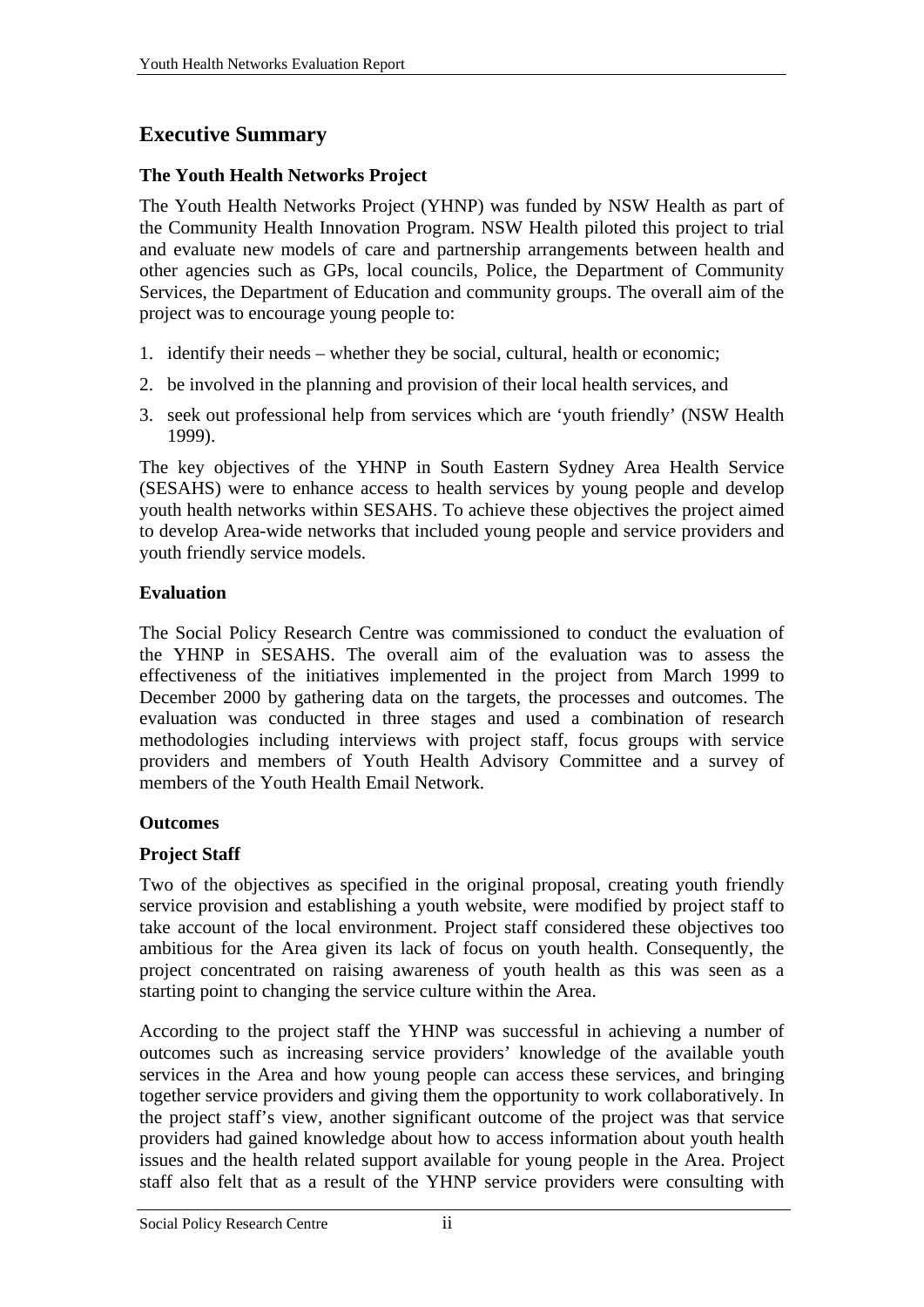# Executive Summary

### The Youth Health Networks Project

The Youth Health Networks Project (YHNP) was funded by NSW Health as part of the Community Health Innovation Program. NSW Health piloted this project to trial and evaluate new models of care and partnership arrangements between health and other agencies such as GPs, local councils, Police, the Department of Community Services, the Department of Education and community groups. The overall aim of the project was to encourage young people to:

1. identify their needs – whether they be social, cultural, health or economic;
2. be involved in the planning and provision of their local health services, and
3. seek out professional help from services which are 'youth friendly' (NSW Health 1999).

The key objectives of the YHNP in South Eastern Sydney Area Health Service (SESAHS) were to enhance access to health services by young people and develop youth health networks within SESAHS. To achieve these objectives the project aimed to develop Area-wide networks that included young people and service providers and youth friendly service models.

### Evaluation

The Social Policy Research Centre was commissioned to conduct the evaluation of the YHNP in SESAHS. The overall aim of the evaluation was to assess the effectiveness of the initiatives implemented in the project from March 1999 to December 2000 by gathering data on the targets, the processes and outcomes. The evaluation was conducted in three stages and used a combination of research methodologies including interviews with project staff, focus groups with service providers and members of Youth Health Advisory Committee and a survey of members of the Youth Health Email Network.

### Outcomes

### Project Staff

Two of the objectives as specified in the original proposal, creating youth friendly service provision and establishing a youth website, were modified by project staff to take account of the local environment. Project staff considered these objectives too ambitious for the Area given its lack of focus on youth health. Consequently, the project concentrated on raising awareness of youth health as this was seen as a starting point to changing the service culture within the Area.

According to the project staff the YHNP was successful in achieving a number of outcomes such as increasing service providers' knowledge of the available youth services in the Area and how young people can access these services, and bringing together service providers and giving them the opportunity to work collaboratively. In the project staff's view, another significant outcome of the project was that service providers had gained knowledge about how to access information about youth health issues and the health related support available for young people in the Area. Project staff also felt that as a result of the YHNP service providers were consulting with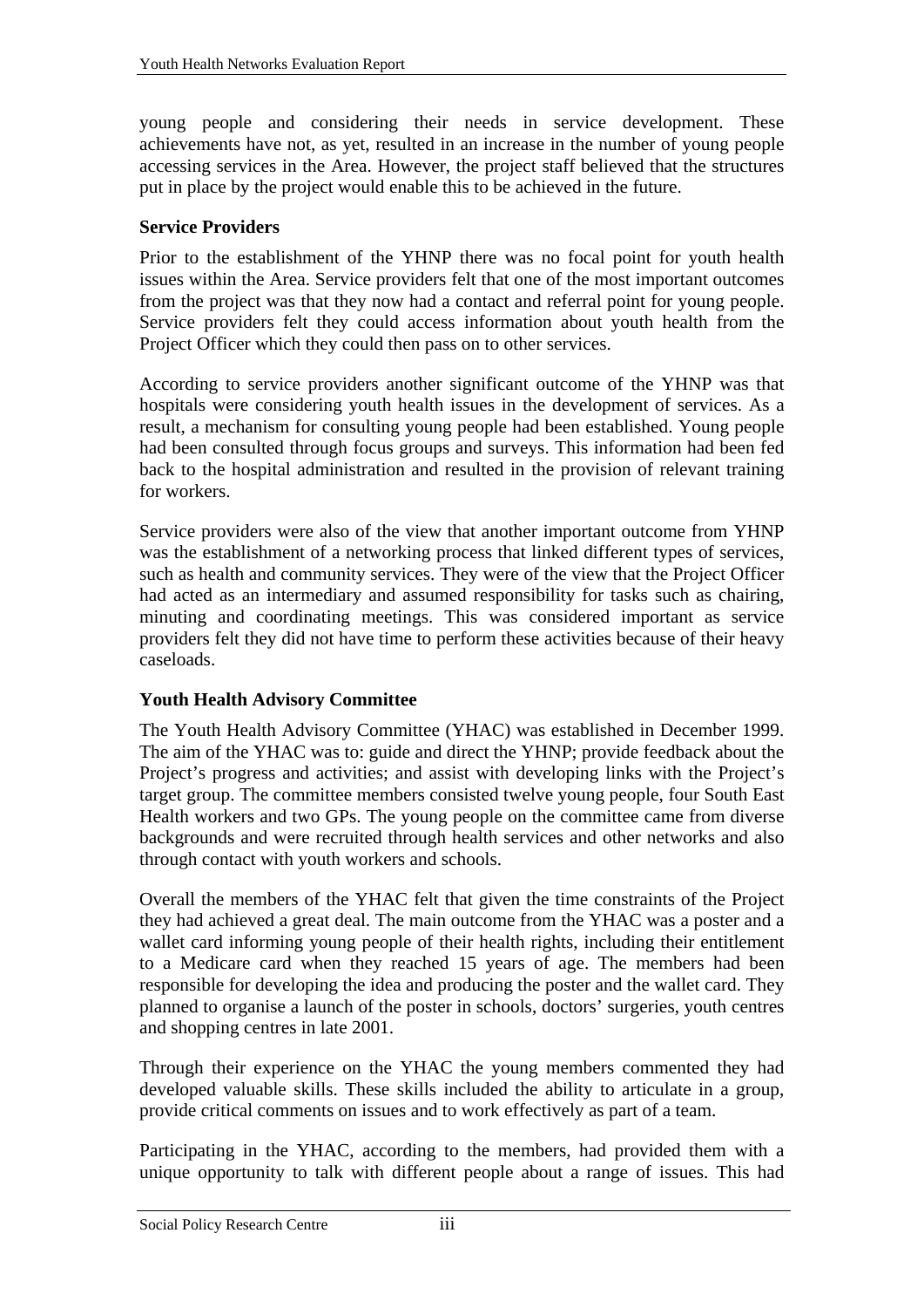young people and considering their needs in service development. These achievements have not, as yet, resulted in an increase in the number of young people accessing services in the Area. However, the project staff believed that the structures put in place by the project would enable this to be achieved in the future.

**Service Providers**

Prior to the establishment of the YHNP there was no focal point for youth health issues within the Area. Service providers felt that one of the most important outcomes from the project was that they now had a contact and referral point for young people. Service providers felt they could access information about youth health from the Project Officer which they could then pass on to other services.

According to service providers another significant outcome of the YHNP was that hospitals were considering youth health issues in the development of services. As a result, a mechanism for consulting young people had been established. Young people had been consulted through focus groups and surveys. This information had been fed back to the hospital administration and resulted in the provision of relevant training for workers.

Service providers were also of the view that another important outcome from YHNP was the establishment of a networking process that linked different types of services, such as health and community services. They were of the view that the Project Officer had acted as an intermediary and assumed responsibility for tasks such as chairing, minuting and coordinating meetings. This was considered important as service providers felt they did not have time to perform these activities because of their heavy caseloads.

**Youth Health Advisory Committee**

The Youth Health Advisory Committee (YHAC) was established in December 1999. The aim of the YHAC was to: guide and direct the YHNP; provide feedback about the Project's progress and activities; and assist with developing links with the Project's target group. The committee members consisted twelve young people, four South East Health workers and two GPs. The young people on the committee came from diverse backgrounds and were recruited through health services and other networks and also through contact with youth workers and schools.

Overall the members of the YHAC felt that given the time constraints of the Project they had achieved a great deal. The main outcome from the YHAC was a poster and a wallet card informing young people of their health rights, including their entitlement to a Medicare card when they reached 15 years of age. The members had been responsible for developing the idea and producing the poster and the wallet card. They planned to organise a launch of the poster in schools, doctors' surgeries, youth centres and shopping centres in late 2001.

Through their experience on the YHAC the young members commented they had developed valuable skills. These skills included the ability to articulate in a group, provide critical comments on issues and to work effectively as part of a team.

Participating in the YHAC, according to the members, had provided them with a unique opportunity to talk with different people about a range of issues. This had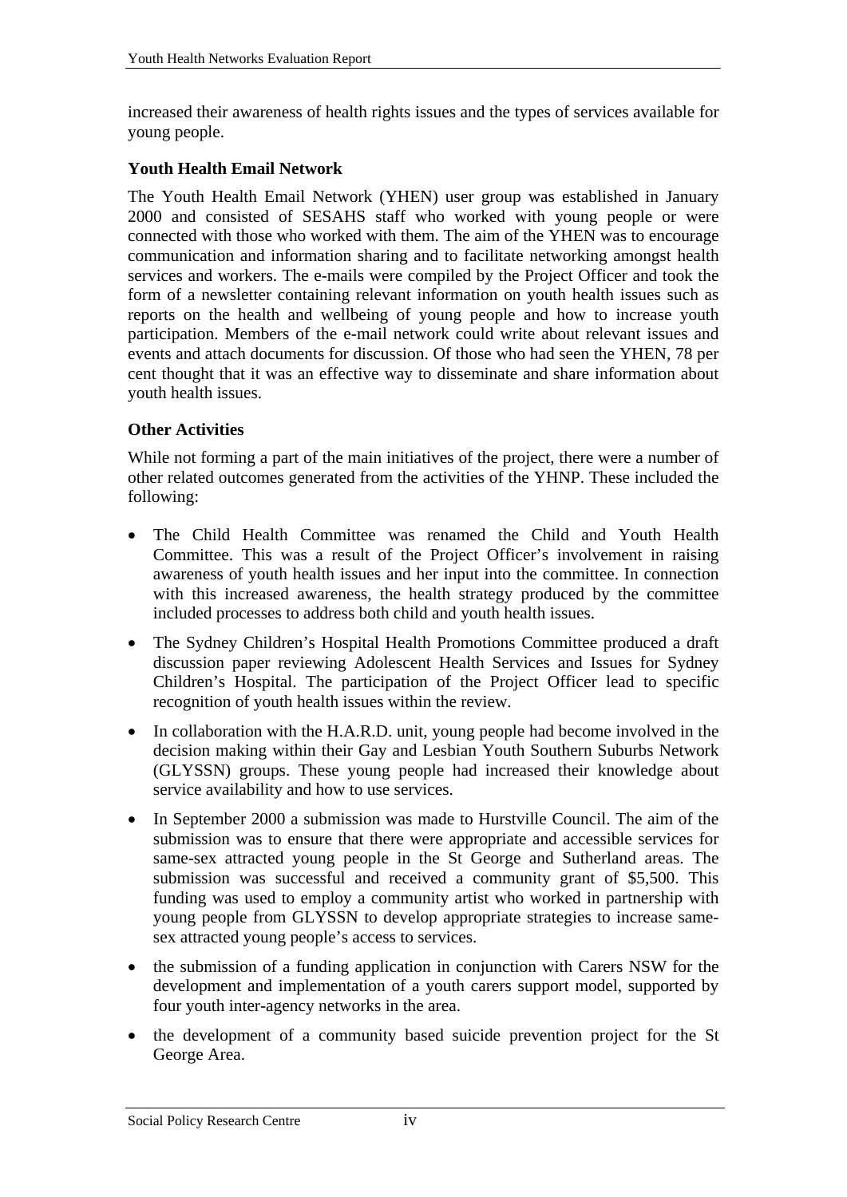increased their awareness of health rights issues and the types of services available for young people.

**Youth Health Email Network**

The Youth Health Email Network (YHEN) user group was established in January 2000 and consisted of SESAHS staff who worked with young people or were connected with those who worked with them. The aim of the YHEN was to encourage communication and information sharing and to facilitate networking amongst health services and workers. The e-mails were compiled by the Project Officer and took the form of a newsletter containing relevant information on youth health issues such as reports on the health and wellbeing of young people and how to increase youth participation. Members of the e-mail network could write about relevant issues and events and attach documents for discussion. Of those who had seen the YHEN, 78 per cent thought that it was an effective way to disseminate and share information about youth health issues.

**Other Activities**

While not forming a part of the main initiatives of the project, there were a number of other related outcomes generated from the activities of the YHNP. These included the following:

- The Child Health Committee was renamed the Child and Youth Health Committee. This was a result of the Project Officer's involvement in raising awareness of youth health issues and her input into the committee. In connection with this increased awareness, the health strategy produced by the committee included processes to address both child and youth health issues.
- The Sydney Children's Hospital Health Promotions Committee produced a draft discussion paper reviewing Adolescent Health Services and Issues for Sydney Children's Hospital. The participation of the Project Officer lead to specific recognition of youth health issues within the review.
- In collaboration with the H.A.R.D. unit, young people had become involved in the decision making within their Gay and Lesbian Youth Southern Suburbs Network (GLYSSN) groups. These young people had increased their knowledge about service availability and how to use services.
- In September 2000 a submission was made to Hurstville Council. The aim of the submission was to ensure that there were appropriate and accessible services for same-sex attracted young people in the St George and Sutherland areas. The submission was successful and received a community grant of $5,500. This funding was used to employ a community artist who worked in partnership with young people from GLYSSN to develop appropriate strategies to increase same-sex attracted young people's access to services.
- the submission of a funding application in conjunction with Carers NSW for the development and implementation of a youth carers support model, supported by four youth inter-agency networks in the area.
- the development of a community based suicide prevention project for the St George Area.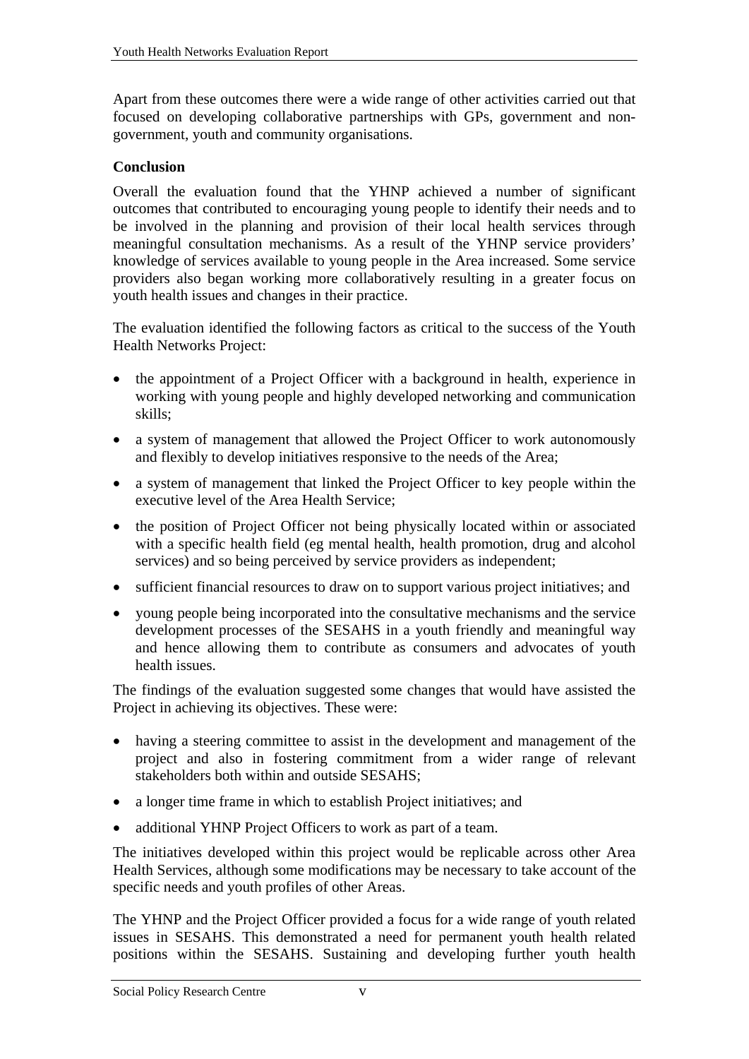Apart from these outcomes there were a wide range of other activities carried out that focused on developing collaborative partnerships with GPs, government and non-government, youth and community organisations.

**Conclusion**

Overall the evaluation found that the YHNP achieved a number of significant outcomes that contributed to encouraging young people to identify their needs and to be involved in the planning and provision of their local health services through meaningful consultation mechanisms. As a result of the YHNP service providers' knowledge of services available to young people in the Area increased. Some service providers also began working more collaboratively resulting in a greater focus on youth health issues and changes in their practice.

The evaluation identified the following factors as critical to the success of the Youth Health Networks Project:

- the appointment of a Project Officer with a background in health, experience in working with young people and highly developed networking and communication skills;
- a system of management that allowed the Project Officer to work autonomously and flexibly to develop initiatives responsive to the needs of the Area;
- a system of management that linked the Project Officer to key people within the executive level of the Area Health Service;
- the position of Project Officer not being physically located within or associated with a specific health field (eg mental health, health promotion, drug and alcohol services) and so being perceived by service providers as independent;
- sufficient financial resources to draw on to support various project initiatives; and
- young people being incorporated into the consultative mechanisms and the service development processes of the SESAHS in a youth friendly and meaningful way and hence allowing them to contribute as consumers and advocates of youth health issues.

The findings of the evaluation suggested some changes that would have assisted the Project in achieving its objectives. These were:

- having a steering committee to assist in the development and management of the project and also in fostering commitment from a wider range of relevant stakeholders both within and outside SESAHS;
- a longer time frame in which to establish Project initiatives; and
- additional YHNP Project Officers to work as part of a team.

The initiatives developed within this project would be replicable across other Area Health Services, although some modifications may be necessary to take account of the specific needs and youth profiles of other Areas.

The YHNP and the Project Officer provided a focus for a wide range of youth related issues in SESAHS. This demonstrated a need for permanent youth health related positions within the SESAHS. Sustaining and developing further youth health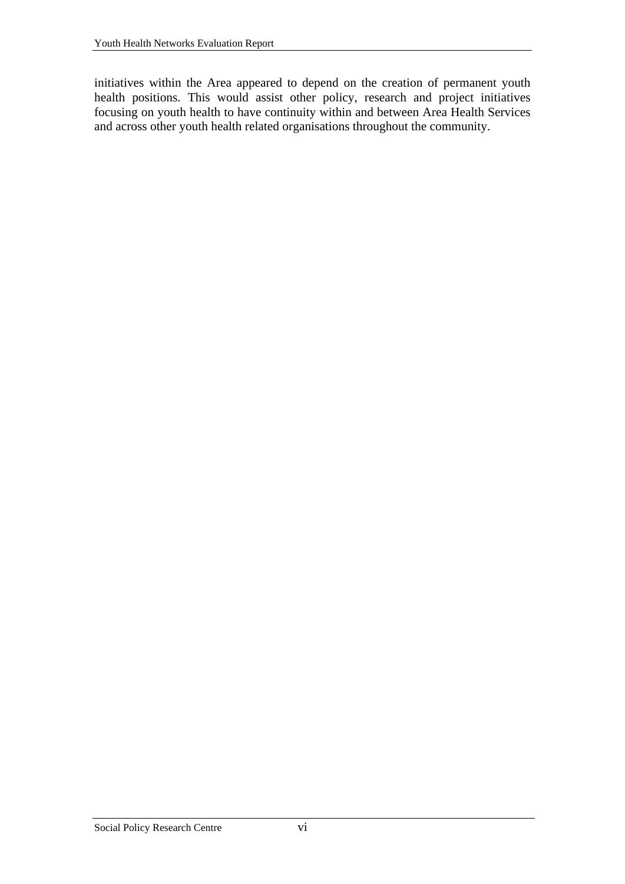initiatives within the Area appeared to depend on the creation of permanent youth health positions. This would assist other policy, research and project initiatives focusing on youth health to have continuity within and between Area Health Services and across other youth health related organisations throughout the community.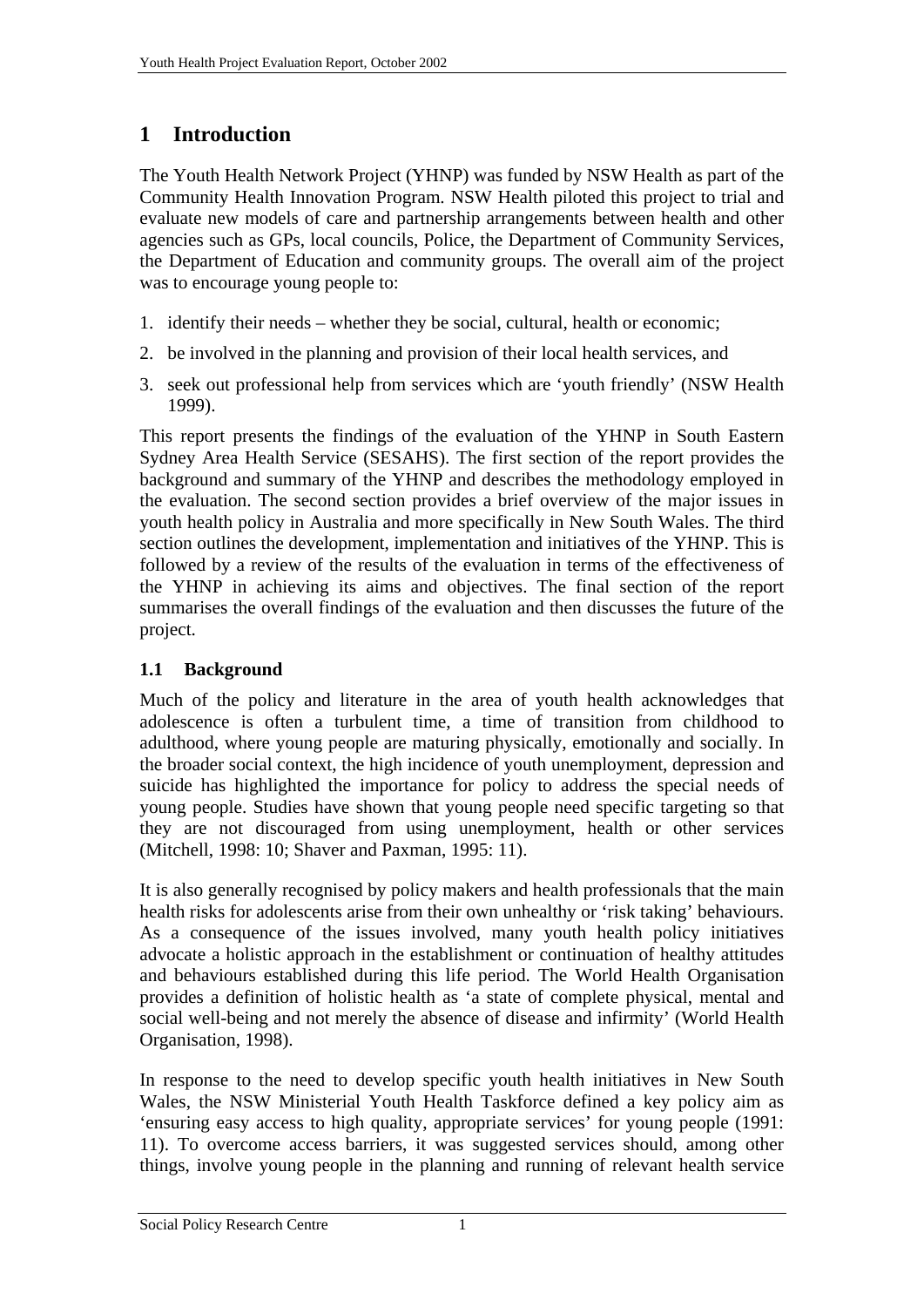# 1 Introduction

The Youth Health Network Project (YHNP) was funded by NSW Health as part of the Community Health Innovation Program. NSW Health piloted this project to trial and evaluate new models of care and partnership arrangements between health and other agencies such as GPs, local councils, Police, the Department of Community Services, the Department of Education and community groups. The overall aim of the project was to encourage young people to:

1. identify their needs – whether they be social, cultural, health or economic;
2. be involved in the planning and provision of their local health services, and
3. seek out professional help from services which are 'youth friendly' (NSW Health 1999).

This report presents the findings of the evaluation of the YHNP in South Eastern Sydney Area Health Service (SESAHS). The first section of the report provides the background and summary of the YHNP and describes the methodology employed in the evaluation. The second section provides a brief overview of the major issues in youth health policy in Australia and more specifically in New South Wales. The third section outlines the development, implementation and initiatives of the YHNP. This is followed by a review of the results of the evaluation in terms of the effectiveness of the YHNP in achieving its aims and objectives. The final section of the report summarises the overall findings of the evaluation and then discusses the future of the project.

## 1.1 Background

Much of the policy and literature in the area of youth health acknowledges that adolescence is often a turbulent time, a time of transition from childhood to adulthood, where young people are maturing physically, emotionally and socially. In the broader social context, the high incidence of youth unemployment, depression and suicide has highlighted the importance for policy to address the special needs of young people. Studies have shown that young people need specific targeting so that they are not discouraged from using unemployment, health or other services (Mitchell, 1998: 10; Shaver and Paxman, 1995: 11).

It is also generally recognised by policy makers and health professionals that the main health risks for adolescents arise from their own unhealthy or 'risk taking' behaviours. As a consequence of the issues involved, many youth health policy initiatives advocate a holistic approach in the establishment or continuation of healthy attitudes and behaviours established during this life period. The World Health Organisation provides a definition of holistic health as 'a state of complete physical, mental and social well-being and not merely the absence of disease and infirmity' (World Health Organisation, 1998).

In response to the need to develop specific youth health initiatives in New South Wales, the NSW Ministerial Youth Health Taskforce defined a key policy aim as 'ensuring easy access to high quality, appropriate services' for young people (1991: 11). To overcome access barriers, it was suggested services should, among other things, involve young people in the planning and running of relevant health service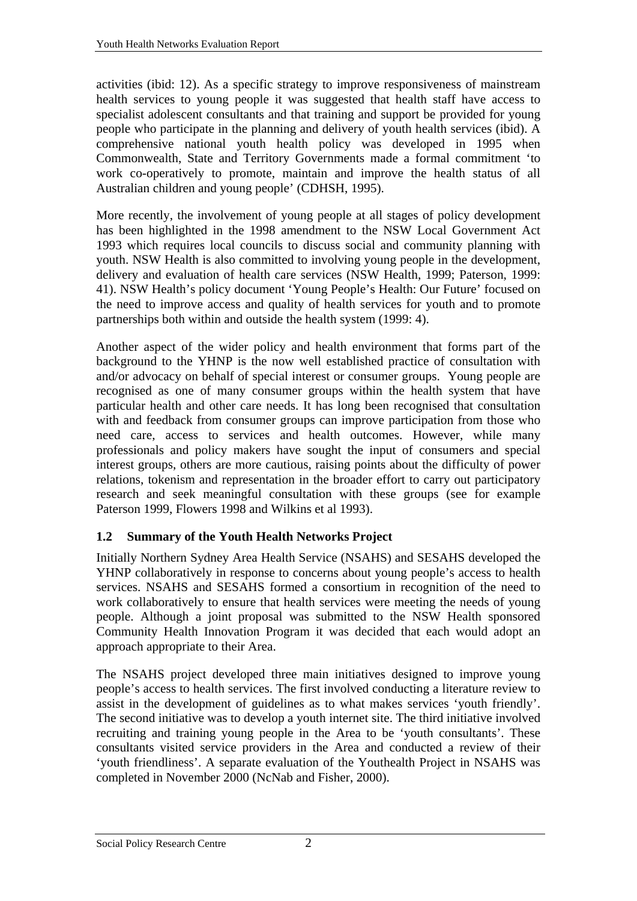activities (ibid: 12). As a specific strategy to improve responsiveness of mainstream health services to young people it was suggested that health staff have access to specialist adolescent consultants and that training and support be provided for young people who participate in the planning and delivery of youth health services (ibid). A comprehensive national youth health policy was developed in 1995 when Commonwealth, State and Territory Governments made a formal commitment 'to work co-operatively to promote, maintain and improve the health status of all Australian children and young people' (CDHSH, 1995).

More recently, the involvement of young people at all stages of policy development has been highlighted in the 1998 amendment to the NSW Local Government Act 1993 which requires local councils to discuss social and community planning with youth. NSW Health is also committed to involving young people in the development, delivery and evaluation of health care services (NSW Health, 1999; Paterson, 1999: 41). NSW Health's policy document 'Young People's Health: Our Future' focused on the need to improve access and quality of health services for youth and to promote partnerships both within and outside the health system (1999: 4).

Another aspect of the wider policy and health environment that forms part of the background to the YHNP is the now well established practice of consultation with and/or advocacy on behalf of special interest or consumer groups. Young people are recognised as one of many consumer groups within the health system that have particular health and other care needs. It has long been recognised that consultation with and feedback from consumer groups can improve participation from those who need care, access to services and health outcomes. However, while many professionals and policy makers have sought the input of consumers and special interest groups, others are more cautious, raising points about the difficulty of power relations, tokenism and representation in the broader effort to carry out participatory research and seek meaningful consultation with these groups (see for example Paterson 1999, Flowers 1998 and Wilkins et al 1993).

### 1.2 Summary of the Youth Health Networks Project

Initially Northern Sydney Area Health Service (NSAHS) and SESAHS developed the YHNP collaboratively in response to concerns about young people's access to health services. NSAHS and SESAHS formed a consortium in recognition of the need to work collaboratively to ensure that health services were meeting the needs of young people. Although a joint proposal was submitted to the NSW Health sponsored Community Health Innovation Program it was decided that each would adopt an approach appropriate to their Area.

The NSAHS project developed three main initiatives designed to improve young people's access to health services. The first involved conducting a literature review to assist in the development of guidelines as to what makes services 'youth friendly'. The second initiative was to develop a youth internet site. The third initiative involved recruiting and training young people in the Area to be 'youth consultants'. These consultants visited service providers in the Area and conducted a review of their 'youth friendliness'. A separate evaluation of the Youthealth Project in NSAHS was completed in November 2000 (NcNab and Fisher, 2000).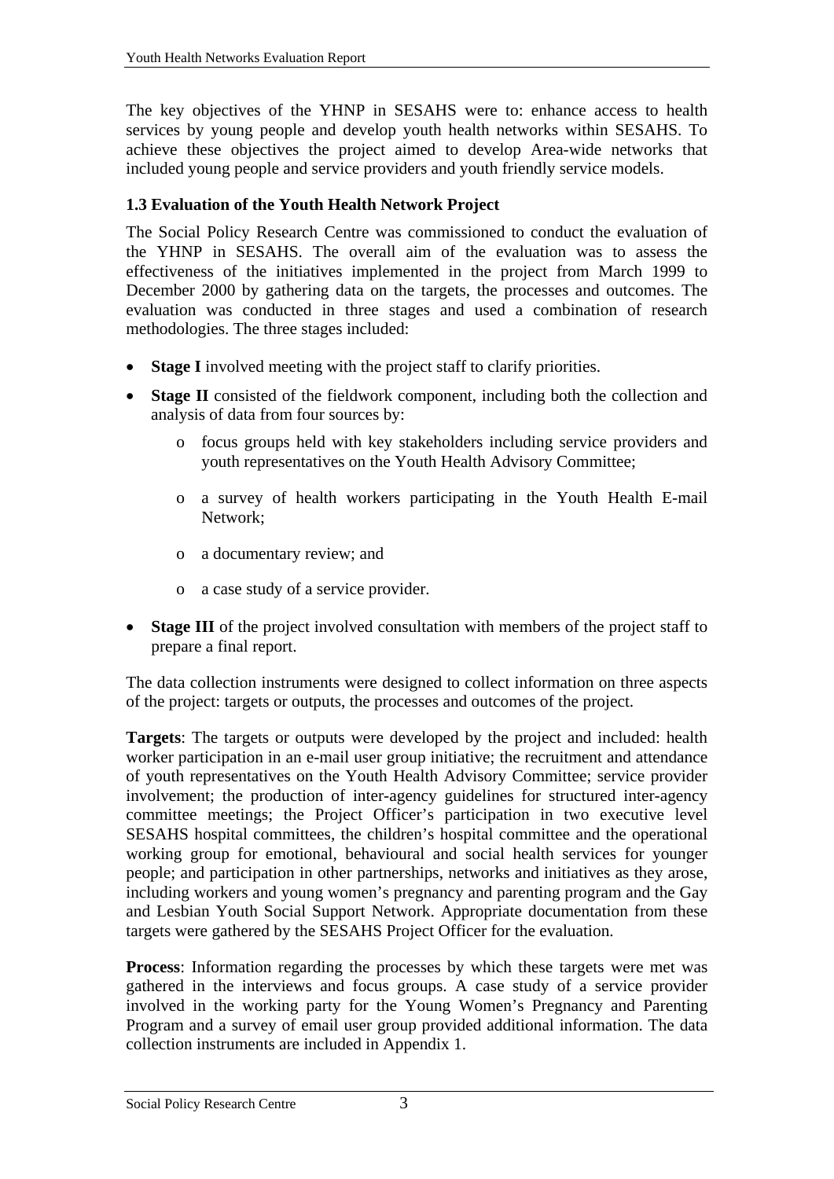The key objectives of the YHNP in SESAHS were to: enhance access to health services by young people and develop youth health networks within SESAHS. To achieve these objectives the project aimed to develop Area-wide networks that included young people and service providers and youth friendly service models.

### 1.3 Evaluation of the Youth Health Network Project

The Social Policy Research Centre was commissioned to conduct the evaluation of the YHNP in SESAHS. The overall aim of the evaluation was to assess the effectiveness of the initiatives implemented in the project from March 1999 to December 2000 by gathering data on the targets, the processes and outcomes. The evaluation was conducted in three stages and used a combination of research methodologies. The three stages included:

- **Stage I** involved meeting with the project staff to clarify priorities.
- **Stage II** consisted of the fieldwork component, including both the collection and analysis of data from four sources by:
  - focus groups held with key stakeholders including service providers and youth representatives on the Youth Health Advisory Committee;
  - a survey of health workers participating in the Youth Health E-mail Network;
  - a documentary review; and
  - a case study of a service provider.
- **Stage III** of the project involved consultation with members of the project staff to prepare a final report.

The data collection instruments were designed to collect information on three aspects of the project: targets or outputs, the processes and outcomes of the project.

**Targets**: The targets or outputs were developed by the project and included: health worker participation in an e-mail user group initiative; the recruitment and attendance of youth representatives on the Youth Health Advisory Committee; service provider involvement; the production of inter-agency guidelines for structured inter-agency committee meetings; the Project Officer's participation in two executive level SESAHS hospital committees, the children's hospital committee and the operational working group for emotional, behavioural and social health services for younger people; and participation in other partnerships, networks and initiatives as they arose, including workers and young women's pregnancy and parenting program and the Gay and Lesbian Youth Social Support Network. Appropriate documentation from these targets were gathered by the SESAHS Project Officer for the evaluation.

**Process**: Information regarding the processes by which these targets were met was gathered in the interviews and focus groups. A case study of a service provider involved in the working party for the Young Women's Pregnancy and Parenting Program and a survey of email user group provided additional information. The data collection instruments are included in Appendix 1.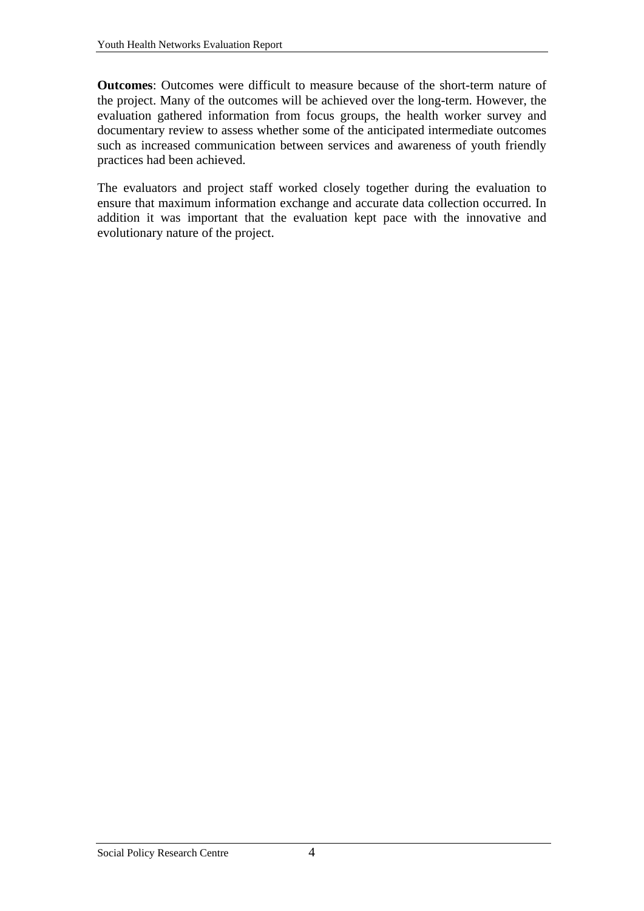**Outcomes**: Outcomes were difficult to measure because of the short-term nature of the project. Many of the outcomes will be achieved over the long-term. However, the evaluation gathered information from focus groups, the health worker survey and documentary review to assess whether some of the anticipated intermediate outcomes such as increased communication between services and awareness of youth friendly practices had been achieved.

The evaluators and project staff worked closely together during the evaluation to ensure that maximum information exchange and accurate data collection occurred. In addition it was important that the evaluation kept pace with the innovative and evolutionary nature of the project.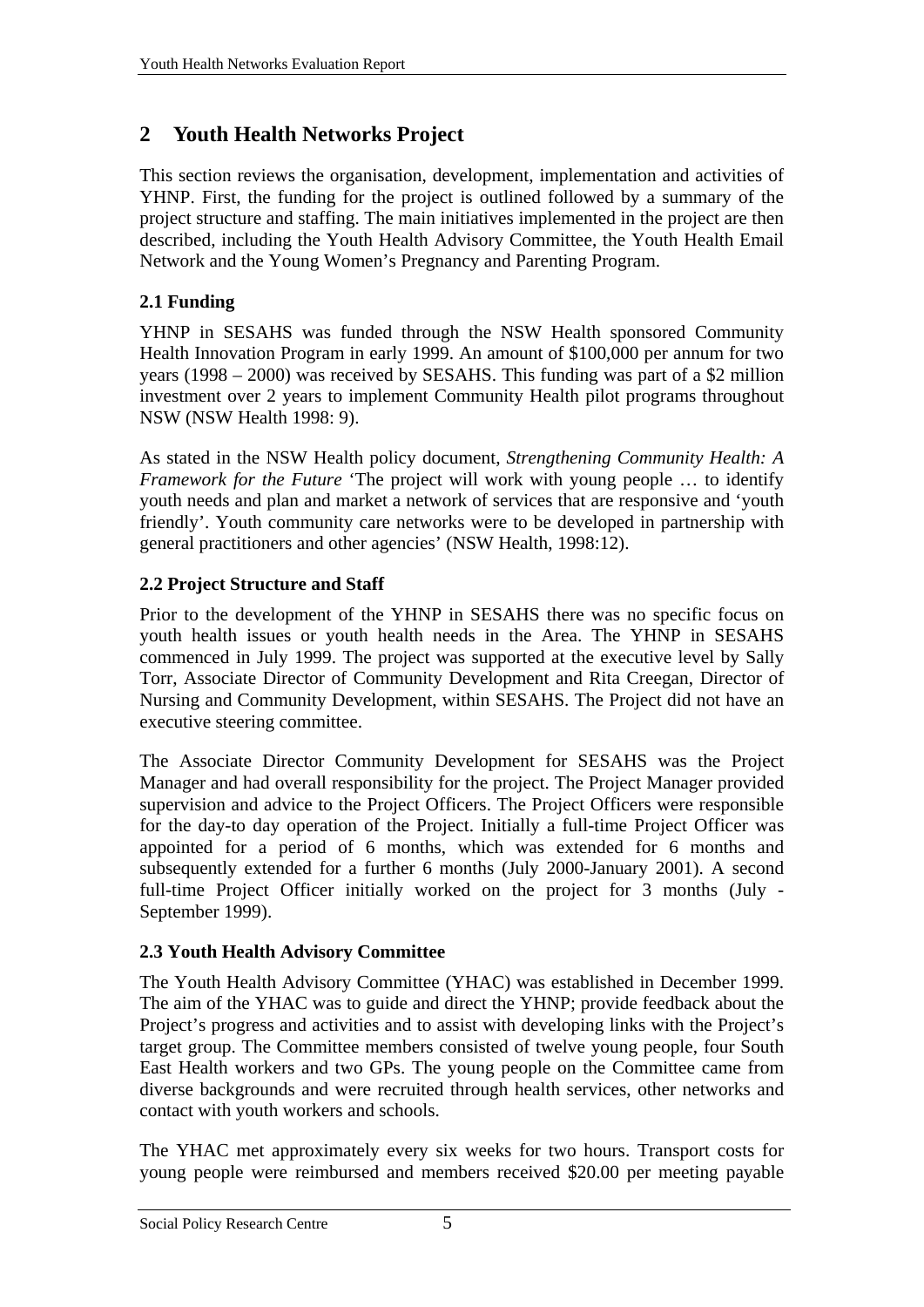# 2 Youth Health Networks Project

This section reviews the organisation, development, implementation and activities of YHNP. First, the funding for the project is outlined followed by a summary of the project structure and staffing. The main initiatives implemented in the project are then described, including the Youth Health Advisory Committee, the Youth Health Email Network and the Young Women's Pregnancy and Parenting Program.

## 2.1 Funding

YHNP in SESAHS was funded through the NSW Health sponsored Community Health Innovation Program in early 1999. An amount of $100,000 per annum for two years (1998 – 2000) was received by SESAHS. This funding was part of a $2 million investment over 2 years to implement Community Health pilot programs throughout NSW (NSW Health 1998: 9).

As stated in the NSW Health policy document, *Strengthening Community Health: A Framework for the Future* 'The project will work with young people … to identify youth needs and plan and market a network of services that are responsive and 'youth friendly'. Youth community care networks were to be developed in partnership with general practitioners and other agencies' (NSW Health, 1998:12).

## 2.2 Project Structure and Staff

Prior to the development of the YHNP in SESAHS there was no specific focus on youth health issues or youth health needs in the Area. The YHNP in SESAHS commenced in July 1999. The project was supported at the executive level by Sally Torr, Associate Director of Community Development and Rita Creegan, Director of Nursing and Community Development, within SESAHS. The Project did not have an executive steering committee.

The Associate Director Community Development for SESAHS was the Project Manager and had overall responsibility for the project. The Project Manager provided supervision and advice to the Project Officers. The Project Officers were responsible for the day-to day operation of the Project. Initially a full-time Project Officer was appointed for a period of 6 months, which was extended for 6 months and subsequently extended for a further 6 months (July 2000-January 2001). A second full-time Project Officer initially worked on the project for 3 months (July - September 1999).

## 2.3 Youth Health Advisory Committee

The Youth Health Advisory Committee (YHAC) was established in December 1999. The aim of the YHAC was to guide and direct the YHNP; provide feedback about the Project's progress and activities and to assist with developing links with the Project's target group. The Committee members consisted of twelve young people, four South East Health workers and two GPs. The young people on the Committee came from diverse backgrounds and were recruited through health services, other networks and contact with youth workers and schools.

The YHAC met approximately every six weeks for two hours. Transport costs for young people were reimbursed and members received $20.00 per meeting payable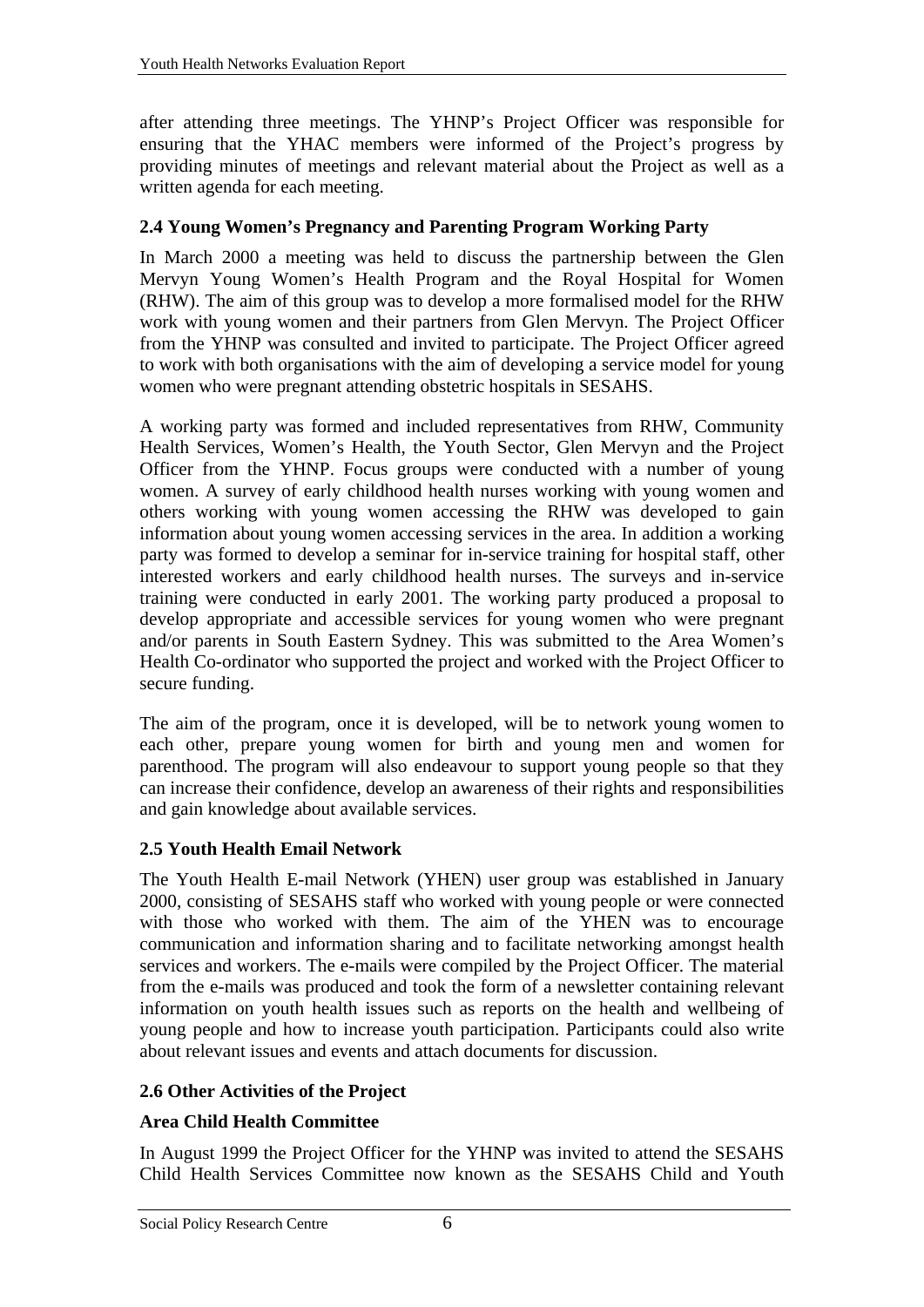after attending three meetings. The YHNP's Project Officer was responsible for ensuring that the YHAC members were informed of the Project's progress by providing minutes of meetings and relevant material about the Project as well as a written agenda for each meeting.

### 2.4 Young Women's Pregnancy and Parenting Program Working Party

In March 2000 a meeting was held to discuss the partnership between the Glen Mervyn Young Women's Health Program and the Royal Hospital for Women (RHW). The aim of this group was to develop a more formalised model for the RHW work with young women and their partners from Glen Mervyn. The Project Officer from the YHNP was consulted and invited to participate. The Project Officer agreed to work with both organisations with the aim of developing a service model for young women who were pregnant attending obstetric hospitals in SESAHS.

A working party was formed and included representatives from RHW, Community Health Services, Women's Health, the Youth Sector, Glen Mervyn and the Project Officer from the YHNP. Focus groups were conducted with a number of young women. A survey of early childhood health nurses working with young women and others working with young women accessing the RHW was developed to gain information about young women accessing services in the area. In addition a working party was formed to develop a seminar for in-service training for hospital staff, other interested workers and early childhood health nurses. The surveys and in-service training were conducted in early 2001. The working party produced a proposal to develop appropriate and accessible services for young women who were pregnant and/or parents in South Eastern Sydney. This was submitted to the Area Women's Health Co-ordinator who supported the project and worked with the Project Officer to secure funding.

The aim of the program, once it is developed, will be to network young women to each other, prepare young women for birth and young men and women for parenthood. The program will also endeavour to support young people so that they can increase their confidence, develop an awareness of their rights and responsibilities and gain knowledge about available services.

### 2.5 Youth Health Email Network

The Youth Health E-mail Network (YHEN) user group was established in January 2000, consisting of SESAHS staff who worked with young people or were connected with those who worked with them. The aim of the YHEN was to encourage communication and information sharing and to facilitate networking amongst health services and workers. The e-mails were compiled by the Project Officer. The material from the e-mails was produced and took the form of a newsletter containing relevant information on youth health issues such as reports on the health and wellbeing of young people and how to increase youth participation. Participants could also write about relevant issues and events and attach documents for discussion.

### 2.6 Other Activities of the Project

#### Area Child Health Committee

In August 1999 the Project Officer for the YHNP was invited to attend the SESAHS Child Health Services Committee now known as the SESAHS Child and Youth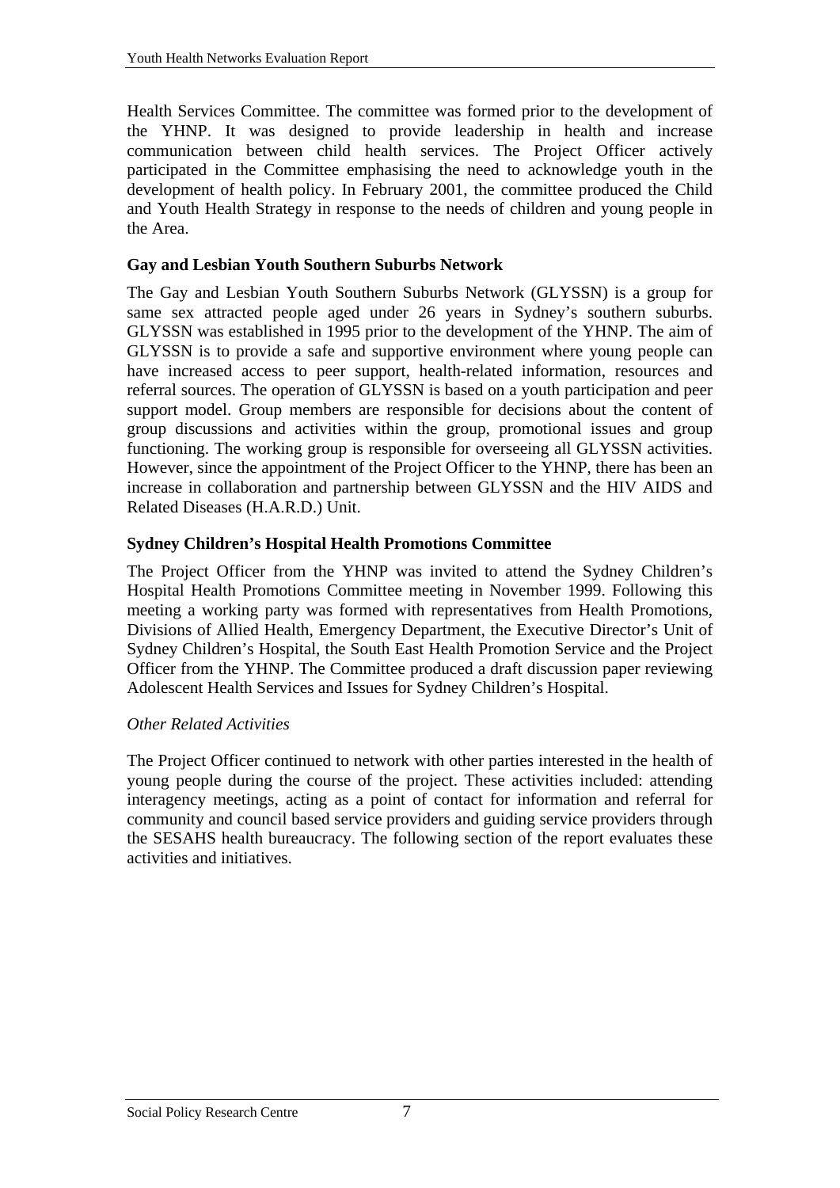Health Services Committee. The committee was formed prior to the development of the YHNP. It was designed to provide leadership in health and increase communication between child health services. The Project Officer actively participated in the Committee emphasising the need to acknowledge youth in the development of health policy. In February 2001, the committee produced the Child and Youth Health Strategy in response to the needs of children and young people in the Area.

**Gay and Lesbian Youth Southern Suburbs Network**

The Gay and Lesbian Youth Southern Suburbs Network (GLYSSN) is a group for same sex attracted people aged under 26 years in Sydney's southern suburbs. GLYSSN was established in 1995 prior to the development of the YHNP. The aim of GLYSSN is to provide a safe and supportive environment where young people can have increased access to peer support, health-related information, resources and referral sources. The operation of GLYSSN is based on a youth participation and peer support model. Group members are responsible for decisions about the content of group discussions and activities within the group, promotional issues and group functioning. The working group is responsible for overseeing all GLYSSN activities. However, since the appointment of the Project Officer to the YHNP, there has been an increase in collaboration and partnership between GLYSSN and the HIV AIDS and Related Diseases (H.A.R.D.) Unit.

**Sydney Children's Hospital Health Promotions Committee**

The Project Officer from the YHNP was invited to attend the Sydney Children's Hospital Health Promotions Committee meeting in November 1999. Following this meeting a working party was formed with representatives from Health Promotions, Divisions of Allied Health, Emergency Department, the Executive Director's Unit of Sydney Children's Hospital, the South East Health Promotion Service and the Project Officer from the YHNP. The Committee produced a draft discussion paper reviewing Adolescent Health Services and Issues for Sydney Children's Hospital.

*Other Related Activities*

The Project Officer continued to network with other parties interested in the health of young people during the course of the project. These activities included: attending interagency meetings, acting as a point of contact for information and referral for community and council based service providers and guiding service providers through the SESAHS health bureaucracy. The following section of the report evaluates these activities and initiatives.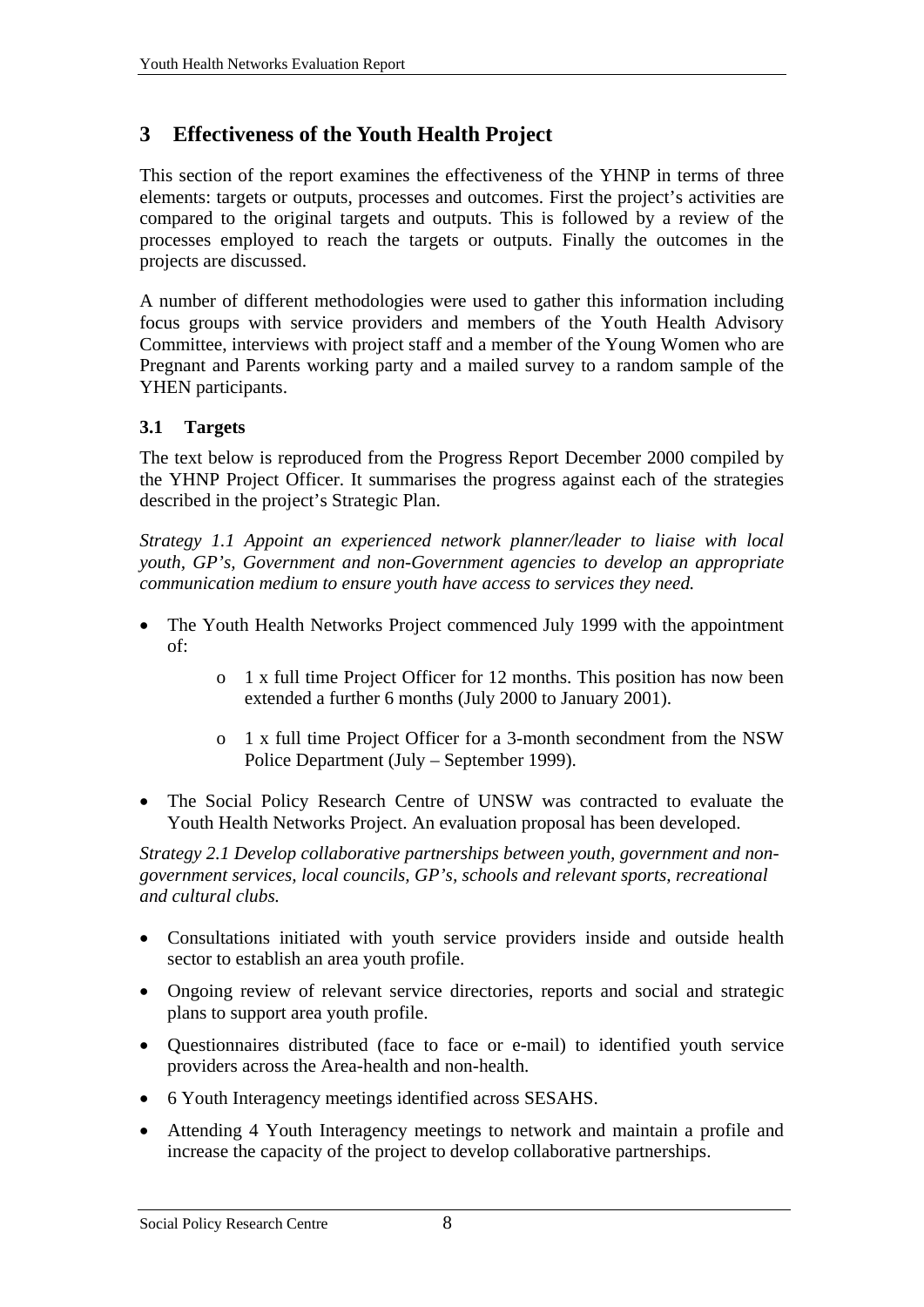# 3 Effectiveness of the Youth Health Project

This section of the report examines the effectiveness of the YHNP in terms of three elements: targets or outputs, processes and outcomes. First the project's activities are compared to the original targets and outputs. This is followed by a review of the processes employed to reach the targets or outputs. Finally the outcomes in the projects are discussed.

A number of different methodologies were used to gather this information including focus groups with service providers and members of the Youth Health Advisory Committee, interviews with project staff and a member of the Young Women who are Pregnant and Parents working party and a mailed survey to a random sample of the YHEN participants.

## 3.1 Targets

The text below is reproduced from the Progress Report December 2000 compiled by the YHNP Project Officer. It summarises the progress against each of the strategies described in the project's Strategic Plan.

*Strategy 1.1 Appoint an experienced network planner/leader to liaise with local youth, GP's, Government and non-Government agencies to develop an appropriate communication medium to ensure youth have access to services they need.*

- The Youth Health Networks Project commenced July 1999 with the appointment of:
    - 1 x full time Project Officer for 12 months. This position has now been extended a further 6 months (July 2000 to January 2001).
    - 1 x full time Project Officer for a 3-month secondment from the NSW Police Department (July – September 1999).
- The Social Policy Research Centre of UNSW was contracted to evaluate the Youth Health Networks Project. An evaluation proposal has been developed.

*Strategy 2.1 Develop collaborative partnerships between youth, government and non-government services, local councils, GP's, schools and relevant sports, recreational and cultural clubs.*

- Consultations initiated with youth service providers inside and outside health sector to establish an area youth profile.
- Ongoing review of relevant service directories, reports and social and strategic plans to support area youth profile.
- Questionnaires distributed (face to face or e-mail) to identified youth service providers across the Area-health and non-health.
- 6 Youth Interagency meetings identified across SESAHS.
- Attending 4 Youth Interagency meetings to network and maintain a profile and increase the capacity of the project to develop collaborative partnerships.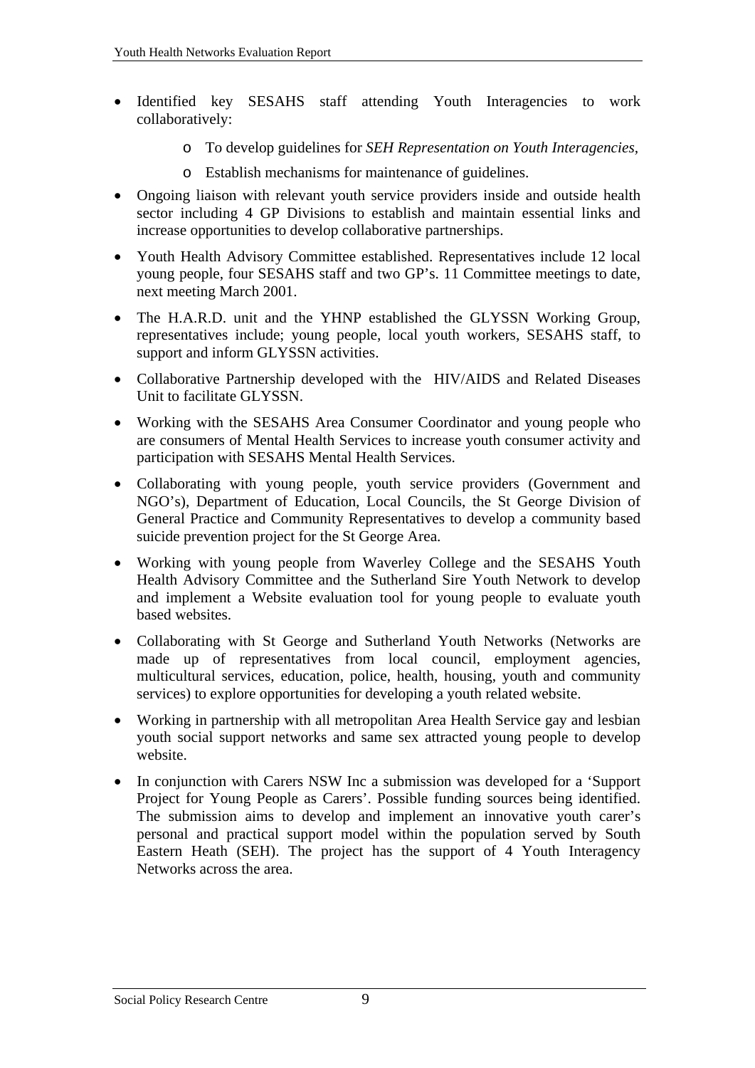- Identified key SESAHS staff attending Youth Interagencies to work collaboratively:
    - To develop guidelines for *SEH Representation on Youth Interagencies*,
    - Establish mechanisms for maintenance of guidelines.
- Ongoing liaison with relevant youth service providers inside and outside health sector including 4 GP Divisions to establish and maintain essential links and increase opportunities to develop collaborative partnerships.
- Youth Health Advisory Committee established. Representatives include 12 local young people, four SESAHS staff and two GP's. 11 Committee meetings to date, next meeting March 2001.
- The H.A.R.D. unit and the YHNP established the GLYSSN Working Group, representatives include; young people, local youth workers, SESAHS staff, to support and inform GLYSSN activities.
- Collaborative Partnership developed with the HIV/AIDS and Related Diseases Unit to facilitate GLYSSN.
- Working with the SESAHS Area Consumer Coordinator and young people who are consumers of Mental Health Services to increase youth consumer activity and participation with SESAHS Mental Health Services.
- Collaborating with young people, youth service providers (Government and NGO's), Department of Education, Local Councils, the St George Division of General Practice and Community Representatives to develop a community based suicide prevention project for the St George Area.
- Working with young people from Waverley College and the SESAHS Youth Health Advisory Committee and the Sutherland Sire Youth Network to develop and implement a Website evaluation tool for young people to evaluate youth based websites.
- Collaborating with St George and Sutherland Youth Networks (Networks are made up of representatives from local council, employment agencies, multicultural services, education, police, health, housing, youth and community services) to explore opportunities for developing a youth related website.
- Working in partnership with all metropolitan Area Health Service gay and lesbian youth social support networks and same sex attracted young people to develop website.
- In conjunction with Carers NSW Inc a submission was developed for a 'Support Project for Young People as Carers'. Possible funding sources being identified. The submission aims to develop and implement an innovative youth carer's personal and practical support model within the population served by South Eastern Heath (SEH). The project has the support of 4 Youth Interagency Networks across the area.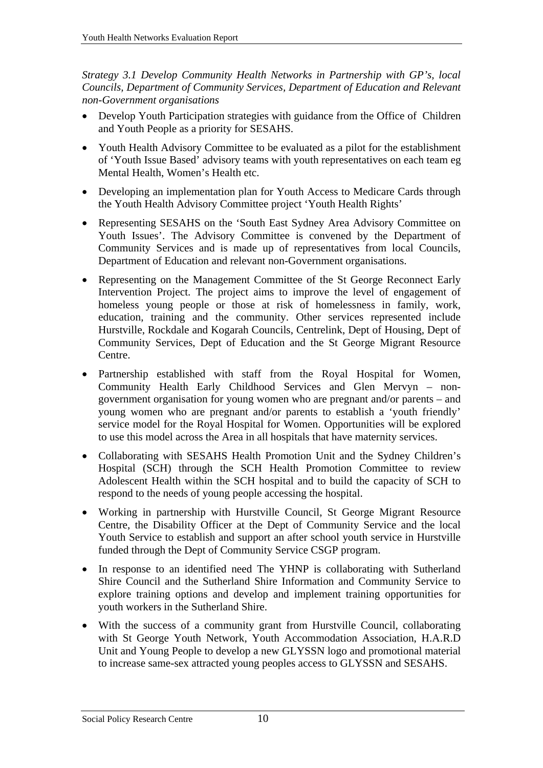*Strategy 3.1 Develop Community Health Networks in Partnership with GP's, local Councils, Department of Community Services, Department of Education and Relevant non-Government organisations*

- Develop Youth Participation strategies with guidance from the Office of Children and Youth People as a priority for SESAHS.
- Youth Health Advisory Committee to be evaluated as a pilot for the establishment of 'Youth Issue Based' advisory teams with youth representatives on each team eg Mental Health, Women's Health etc.
- Developing an implementation plan for Youth Access to Medicare Cards through the Youth Health Advisory Committee project 'Youth Health Rights'
- Representing SESAHS on the 'South East Sydney Area Advisory Committee on Youth Issues'. The Advisory Committee is convened by the Department of Community Services and is made up of representatives from local Councils, Department of Education and relevant non-Government organisations.
- Representing on the Management Committee of the St George Reconnect Early Intervention Project. The project aims to improve the level of engagement of homeless young people or those at risk of homelessness in family, work, education, training and the community. Other services represented include Hurstville, Rockdale and Kogarah Councils, Centrelink, Dept of Housing, Dept of Community Services, Dept of Education and the St George Migrant Resource Centre.
- Partnership established with staff from the Royal Hospital for Women, Community Health Early Childhood Services and Glen Mervyn – non-government organisation for young women who are pregnant and/or parents – and young women who are pregnant and/or parents to establish a 'youth friendly' service model for the Royal Hospital for Women. Opportunities will be explored to use this model across the Area in all hospitals that have maternity services.
- Collaborating with SESAHS Health Promotion Unit and the Sydney Children's Hospital (SCH) through the SCH Health Promotion Committee to review Adolescent Health within the SCH hospital and to build the capacity of SCH to respond to the needs of young people accessing the hospital.
- Working in partnership with Hurstville Council, St George Migrant Resource Centre, the Disability Officer at the Dept of Community Service and the local Youth Service to establish and support an after school youth service in Hurstville funded through the Dept of Community Service CSGP program.
- In response to an identified need The YHNP is collaborating with Sutherland Shire Council and the Sutherland Shire Information and Community Service to explore training options and develop and implement training opportunities for youth workers in the Sutherland Shire.
- With the success of a community grant from Hurstville Council, collaborating with St George Youth Network, Youth Accommodation Association, H.A.R.D Unit and Young People to develop a new GLYSSN logo and promotional material to increase same-sex attracted young peoples access to GLYSSN and SESAHS.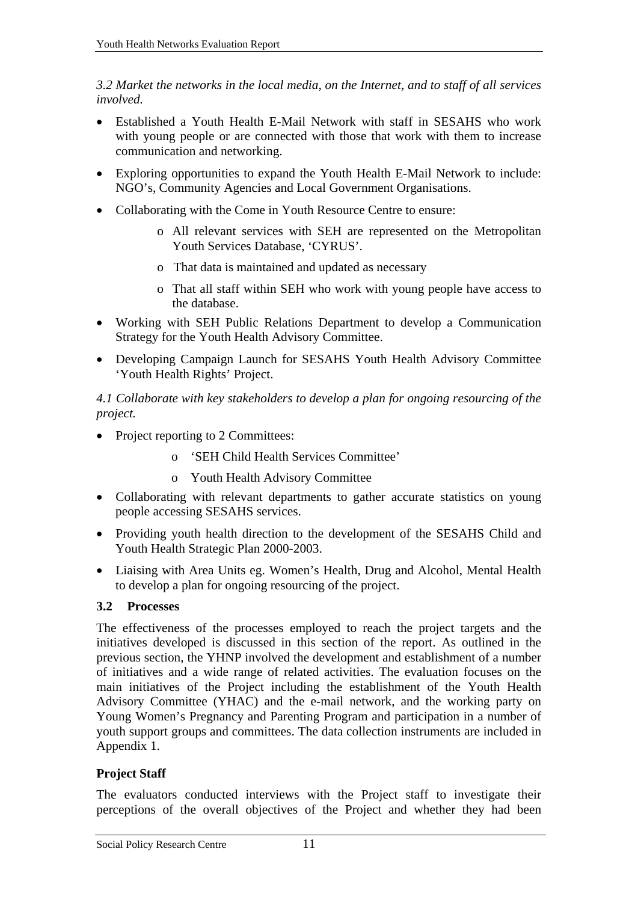*3.2 Market the networks in the local media, on the Internet, and to staff of all services involved.*

- Established a Youth Health E-Mail Network with staff in SESAHS who work with young people or are connected with those that work with them to increase communication and networking.
- Exploring opportunities to expand the Youth Health E-Mail Network to include: NGO's, Community Agencies and Local Government Organisations.
- Collaborating with the Come in Youth Resource Centre to ensure:
    - All relevant services with SEH are represented on the Metropolitan Youth Services Database, 'CYRUS'.
    - That data is maintained and updated as necessary
    - That all staff within SEH who work with young people have access to the database.
- Working with SEH Public Relations Department to develop a Communication Strategy for the Youth Health Advisory Committee.
- Developing Campaign Launch for SESAHS Youth Health Advisory Committee 'Youth Health Rights' Project.

*4.1 Collaborate with key stakeholders to develop a plan for ongoing resourcing of the project.*

- Project reporting to 2 Committees:
    - 'SEH Child Health Services Committee'
    - Youth Health Advisory Committee
- Collaborating with relevant departments to gather accurate statistics on young people accessing SESAHS services.
- Providing youth health direction to the development of the SESAHS Child and Youth Health Strategic Plan 2000-2003.
- Liaising with Area Units eg. Women's Health, Drug and Alcohol, Mental Health to develop a plan for ongoing resourcing of the project.

### 3.2 Processes

The effectiveness of the processes employed to reach the project targets and the initiatives developed is discussed in this section of the report. As outlined in the previous section, the YHNP involved the development and establishment of a number of initiatives and a wide range of related activities. The evaluation focuses on the main initiatives of the Project including the establishment of the Youth Health Advisory Committee (YHAC) and the e-mail network, and the working party on Young Women's Pregnancy and Parenting Program and participation in a number of youth support groups and committees. The data collection instruments are included in Appendix 1.

**Project Staff**

The evaluators conducted interviews with the Project staff to investigate their perceptions of the overall objectives of the Project and whether they had been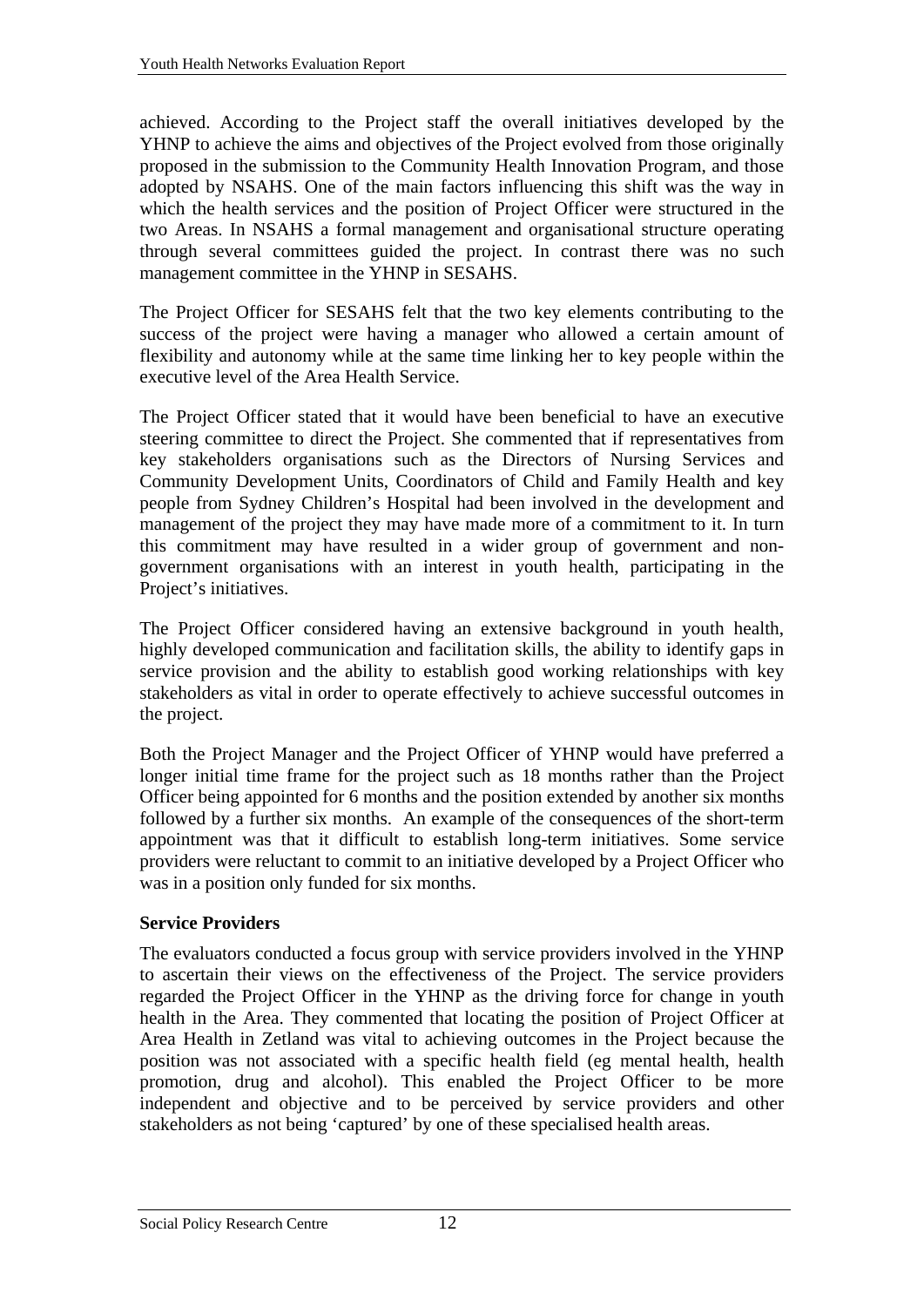achieved. According to the Project staff the overall initiatives developed by the YHNP to achieve the aims and objectives of the Project evolved from those originally proposed in the submission to the Community Health Innovation Program, and those adopted by NSAHS. One of the main factors influencing this shift was the way in which the health services and the position of Project Officer were structured in the two Areas. In NSAHS a formal management and organisational structure operating through several committees guided the project. In contrast there was no such management committee in the YHNP in SESAHS.

The Project Officer for SESAHS felt that the two key elements contributing to the success of the project were having a manager who allowed a certain amount of flexibility and autonomy while at the same time linking her to key people within the executive level of the Area Health Service.

The Project Officer stated that it would have been beneficial to have an executive steering committee to direct the Project. She commented that if representatives from key stakeholders organisations such as the Directors of Nursing Services and Community Development Units, Coordinators of Child and Family Health and key people from Sydney Children's Hospital had been involved in the development and management of the project they may have made more of a commitment to it. In turn this commitment may have resulted in a wider group of government and non-government organisations with an interest in youth health, participating in the Project's initiatives.

The Project Officer considered having an extensive background in youth health, highly developed communication and facilitation skills, the ability to identify gaps in service provision and the ability to establish good working relationships with key stakeholders as vital in order to operate effectively to achieve successful outcomes in the project.

Both the Project Manager and the Project Officer of YHNP would have preferred a longer initial time frame for the project such as 18 months rather than the Project Officer being appointed for 6 months and the position extended by another six months followed by a further six months. An example of the consequences of the short-term appointment was that it difficult to establish long-term initiatives. Some service providers were reluctant to commit to an initiative developed by a Project Officer who was in a position only funded for six months.

**Service Providers**

The evaluators conducted a focus group with service providers involved in the YHNP to ascertain their views on the effectiveness of the Project. The service providers regarded the Project Officer in the YHNP as the driving force for change in youth health in the Area. They commented that locating the position of Project Officer at Area Health in Zetland was vital to achieving outcomes in the Project because the position was not associated with a specific health field (eg mental health, health promotion, drug and alcohol). This enabled the Project Officer to be more independent and objective and to be perceived by service providers and other stakeholders as not being 'captured' by one of these specialised health areas.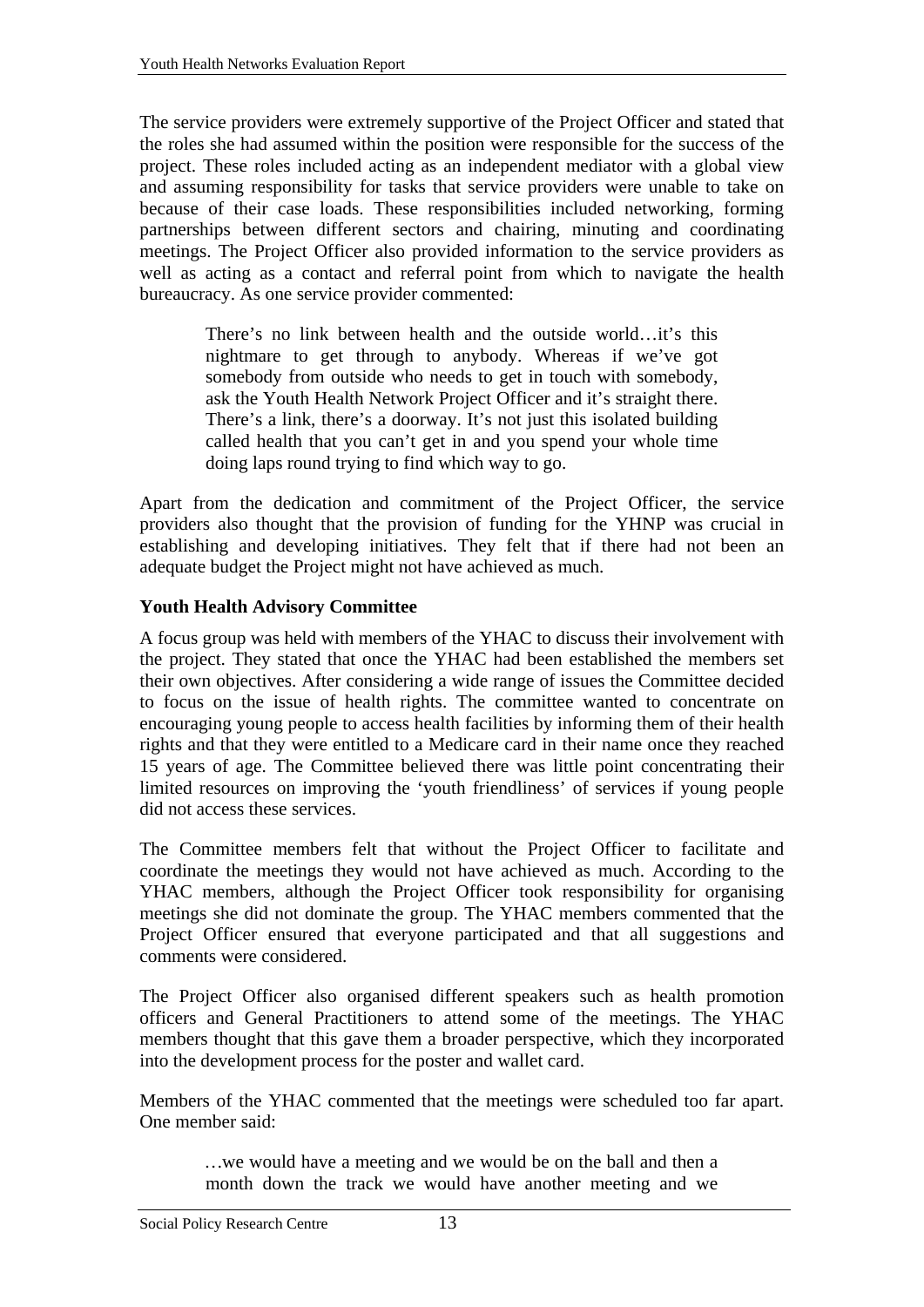The service providers were extremely supportive of the Project Officer and stated that the roles she had assumed within the position were responsible for the success of the project. These roles included acting as an independent mediator with a global view and assuming responsibility for tasks that service providers were unable to take on because of their case loads. These responsibilities included networking, forming partnerships between different sectors and chairing, minuting and coordinating meetings. The Project Officer also provided information to the service providers as well as acting as a contact and referral point from which to navigate the health bureaucracy. As one service provider commented:

> There's no link between health and the outside world…it's this nightmare to get through to anybody. Whereas if we've got somebody from outside who needs to get in touch with somebody, ask the Youth Health Network Project Officer and it's straight there. There's a link, there's a doorway. It's not just this isolated building called health that you can't get in and you spend your whole time doing laps round trying to find which way to go.

Apart from the dedication and commitment of the Project Officer, the service providers also thought that the provision of funding for the YHNP was crucial in establishing and developing initiatives. They felt that if there had not been an adequate budget the Project might not have achieved as much.

**Youth Health Advisory Committee**

A focus group was held with members of the YHAC to discuss their involvement with the project. They stated that once the YHAC had been established the members set their own objectives. After considering a wide range of issues the Committee decided to focus on the issue of health rights. The committee wanted to concentrate on encouraging young people to access health facilities by informing them of their health rights and that they were entitled to a Medicare card in their name once they reached 15 years of age. The Committee believed there was little point concentrating their limited resources on improving the 'youth friendliness' of services if young people did not access these services.

The Committee members felt that without the Project Officer to facilitate and coordinate the meetings they would not have achieved as much. According to the YHAC members, although the Project Officer took responsibility for organising meetings she did not dominate the group. The YHAC members commented that the Project Officer ensured that everyone participated and that all suggestions and comments were considered.

The Project Officer also organised different speakers such as health promotion officers and General Practitioners to attend some of the meetings. The YHAC members thought that this gave them a broader perspective, which they incorporated into the development process for the poster and wallet card.

Members of the YHAC commented that the meetings were scheduled too far apart. One member said:

> …we would have a meeting and we would be on the ball and then a month down the track we would have another meeting and we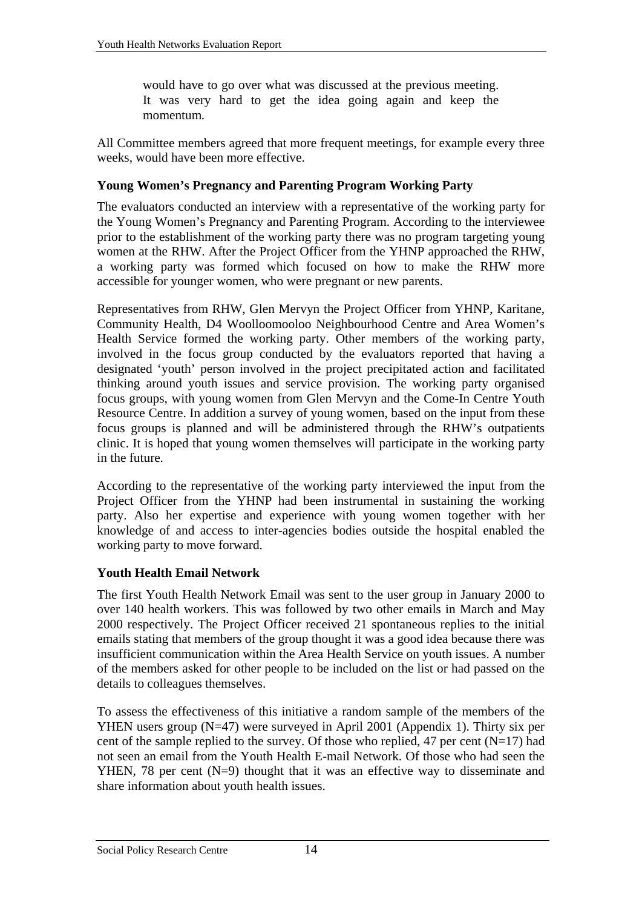> would have to go over what was discussed at the previous meeting. It was very hard to get the idea going again and keep the momentum.

All Committee members agreed that more frequent meetings, for example every three weeks, would have been more effective.

**Young Women's Pregnancy and Parenting Program Working Party**

The evaluators conducted an interview with a representative of the working party for the Young Women's Pregnancy and Parenting Program. According to the interviewee prior to the establishment of the working party there was no program targeting young women at the RHW. After the Project Officer from the YHNP approached the RHW, a working party was formed which focused on how to make the RHW more accessible for younger women, who were pregnant or new parents.

Representatives from RHW, Glen Mervyn the Project Officer from YHNP, Karitane, Community Health, D4 Woolloomooloo Neighbourhood Centre and Area Women's Health Service formed the working party. Other members of the working party, involved in the focus group conducted by the evaluators reported that having a designated 'youth' person involved in the project precipitated action and facilitated thinking around youth issues and service provision. The working party organised focus groups, with young women from Glen Mervyn and the Come-In Centre Youth Resource Centre. In addition a survey of young women, based on the input from these focus groups is planned and will be administered through the RHW's outpatients clinic. It is hoped that young women themselves will participate in the working party in the future.

According to the representative of the working party interviewed the input from the Project Officer from the YHNP had been instrumental in sustaining the working party. Also her expertise and experience with young women together with her knowledge of and access to inter-agencies bodies outside the hospital enabled the working party to move forward.

**Youth Health Email Network**

The first Youth Health Network Email was sent to the user group in January 2000 to over 140 health workers. This was followed by two other emails in March and May 2000 respectively. The Project Officer received 21 spontaneous replies to the initial emails stating that members of the group thought it was a good idea because there was insufficient communication within the Area Health Service on youth issues. A number of the members asked for other people to be included on the list or had passed on the details to colleagues themselves.

To assess the effectiveness of this initiative a random sample of the members of the YHEN users group (N=47) were surveyed in April 2001 (Appendix 1). Thirty six per cent of the sample replied to the survey. Of those who replied, 47 per cent (N=17) had not seen an email from the Youth Health E-mail Network. Of those who had seen the YHEN, 78 per cent (N=9) thought that it was an effective way to disseminate and share information about youth health issues.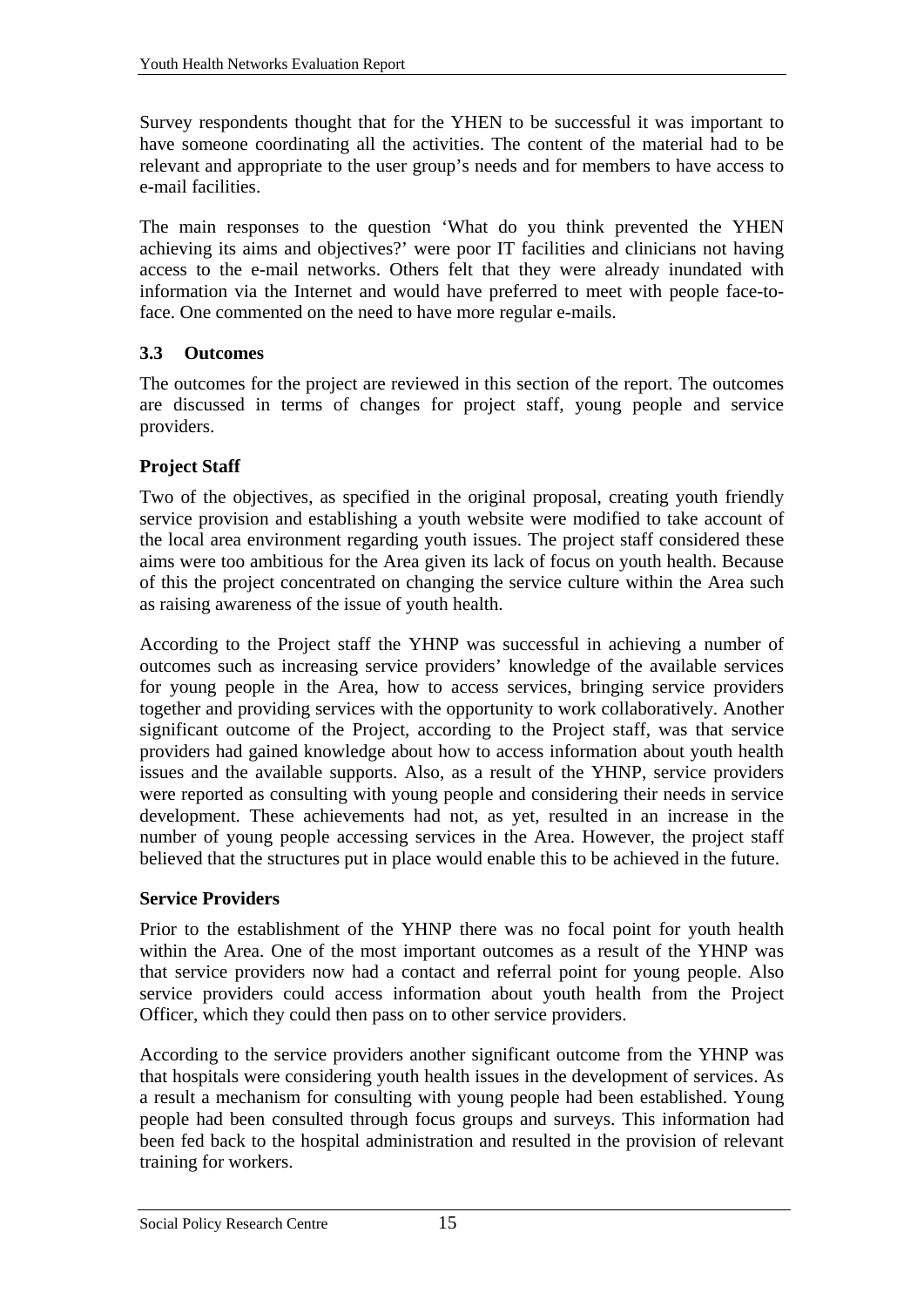Survey respondents thought that for the YHEN to be successful it was important to have someone coordinating all the activities. The content of the material had to be relevant and appropriate to the user group's needs and for members to have access to e-mail facilities.

The main responses to the question 'What do you think prevented the YHEN achieving its aims and objectives?' were poor IT facilities and clinicians not having access to the e-mail networks. Others felt that they were already inundated with information via the Internet and would have preferred to meet with people face-to-face. One commented on the need to have more regular e-mails.

### 3.3 Outcomes

The outcomes for the project are reviewed in this section of the report. The outcomes are discussed in terms of changes for project staff, young people and service providers.

#### Project Staff

Two of the objectives, as specified in the original proposal, creating youth friendly service provision and establishing a youth website were modified to take account of the local area environment regarding youth issues. The project staff considered these aims were too ambitious for the Area given its lack of focus on youth health. Because of this the project concentrated on changing the service culture within the Area such as raising awareness of the issue of youth health.

According to the Project staff the YHNP was successful in achieving a number of outcomes such as increasing service providers' knowledge of the available services for young people in the Area, how to access services, bringing service providers together and providing services with the opportunity to work collaboratively. Another significant outcome of the Project, according to the Project staff, was that service providers had gained knowledge about how to access information about youth health issues and the available supports. Also, as a result of the YHNP, service providers were reported as consulting with young people and considering their needs in service development. These achievements had not, as yet, resulted in an increase in the number of young people accessing services in the Area. However, the project staff believed that the structures put in place would enable this to be achieved in the future.

#### Service Providers

Prior to the establishment of the YHNP there was no focal point for youth health within the Area. One of the most important outcomes as a result of the YHNP was that service providers now had a contact and referral point for young people. Also service providers could access information about youth health from the Project Officer, which they could then pass on to other service providers.

According to the service providers another significant outcome from the YHNP was that hospitals were considering youth health issues in the development of services. As a result a mechanism for consulting with young people had been established. Young people had been consulted through focus groups and surveys. This information had been fed back to the hospital administration and resulted in the provision of relevant training for workers.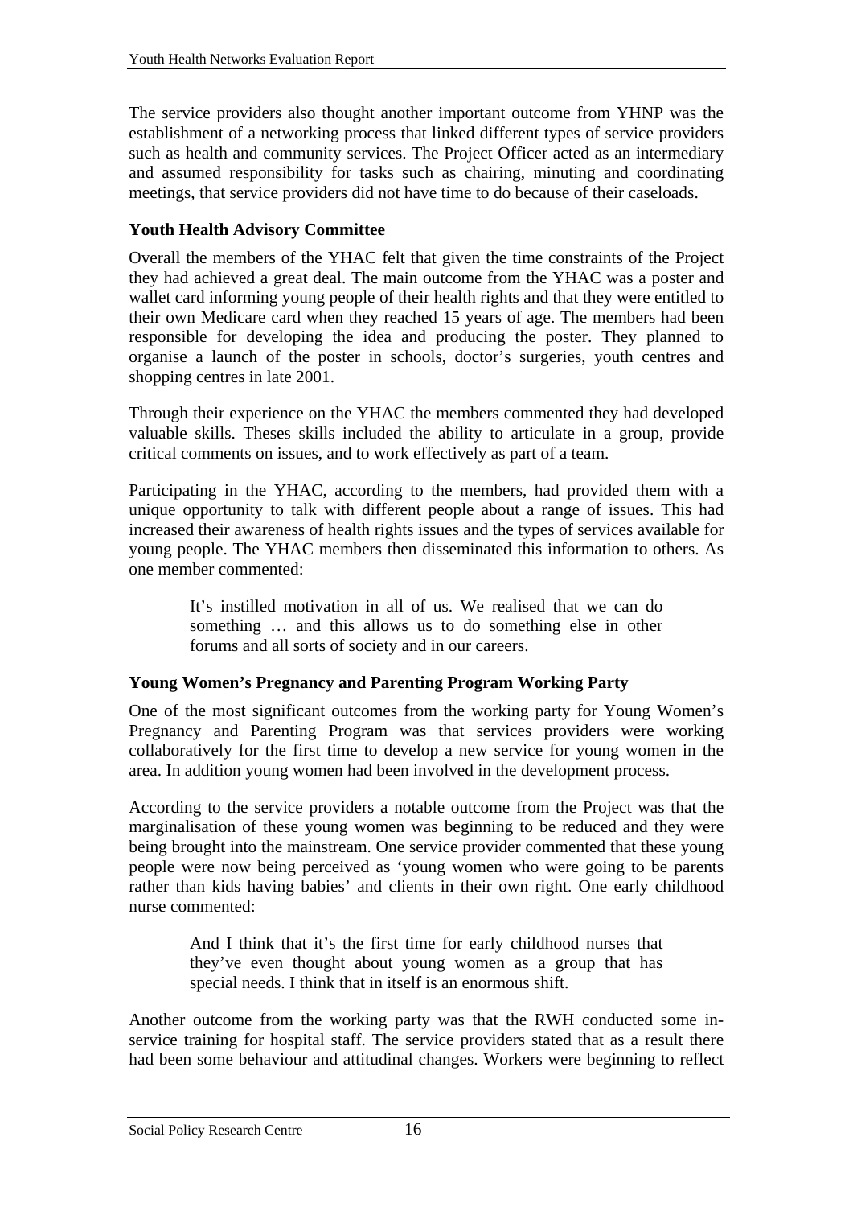The service providers also thought another important outcome from YHNP was the establishment of a networking process that linked different types of service providers such as health and community services. The Project Officer acted as an intermediary and assumed responsibility for tasks such as chairing, minuting and coordinating meetings, that service providers did not have time to do because of their caseloads.

**Youth Health Advisory Committee**

Overall the members of the YHAC felt that given the time constraints of the Project they had achieved a great deal. The main outcome from the YHAC was a poster and wallet card informing young people of their health rights and that they were entitled to their own Medicare card when they reached 15 years of age. The members had been responsible for developing the idea and producing the poster. They planned to organise a launch of the poster in schools, doctor's surgeries, youth centres and shopping centres in late 2001.

Through their experience on the YHAC the members commented they had developed valuable skills. Theses skills included the ability to articulate in a group, provide critical comments on issues, and to work effectively as part of a team.

Participating in the YHAC, according to the members, had provided them with a unique opportunity to talk with different people about a range of issues. This had increased their awareness of health rights issues and the types of services available for young people. The YHAC members then disseminated this information to others. As one member commented:

> It's instilled motivation in all of us. We realised that we can do something … and this allows us to do something else in other forums and all sorts of society and in our careers.

**Young Women's Pregnancy and Parenting Program Working Party**

One of the most significant outcomes from the working party for Young Women's Pregnancy and Parenting Program was that services providers were working collaboratively for the first time to develop a new service for young women in the area. In addition young women had been involved in the development process.

According to the service providers a notable outcome from the Project was that the marginalisation of these young women was beginning to be reduced and they were being brought into the mainstream. One service provider commented that these young people were now being perceived as 'young women who were going to be parents rather than kids having babies' and clients in their own right. One early childhood nurse commented:

> And I think that it's the first time for early childhood nurses that they've even thought about young women as a group that has special needs. I think that in itself is an enormous shift.

Another outcome from the working party was that the RWH conducted some in-service training for hospital staff. The service providers stated that as a result there had been some behaviour and attitudinal changes. Workers were beginning to reflect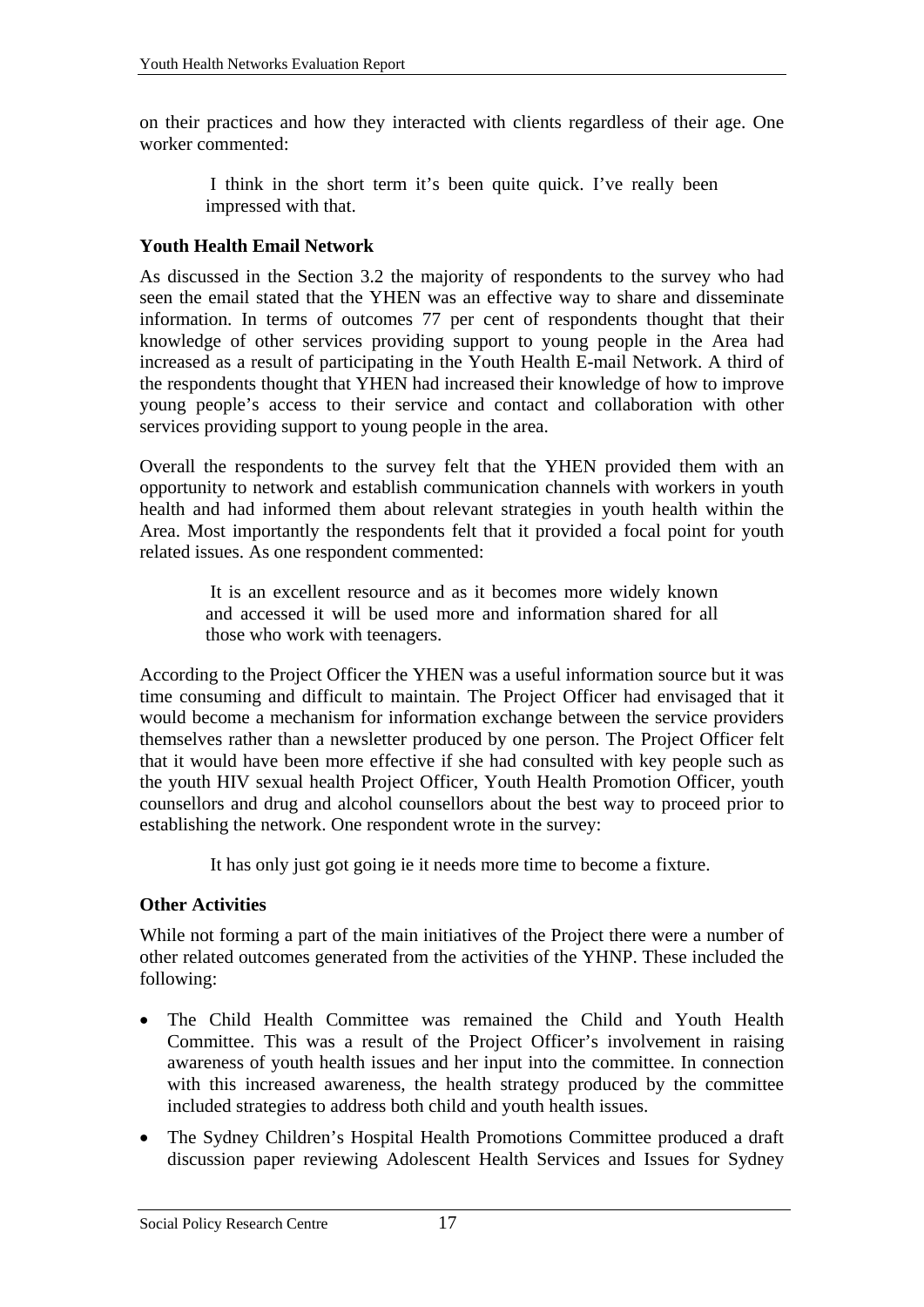on their practices and how they interacted with clients regardless of their age. One worker commented:

> I think in the short term it's been quite quick. I've really been impressed with that.

**Youth Health Email Network**

As discussed in the Section 3.2 the majority of respondents to the survey who had seen the email stated that the YHEN was an effective way to share and disseminate information. In terms of outcomes 77 per cent of respondents thought that their knowledge of other services providing support to young people in the Area had increased as a result of participating in the Youth Health E-mail Network. A third of the respondents thought that YHEN had increased their knowledge of how to improve young people's access to their service and contact and collaboration with other services providing support to young people in the area.

Overall the respondents to the survey felt that the YHEN provided them with an opportunity to network and establish communication channels with workers in youth health and had informed them about relevant strategies in youth health within the Area. Most importantly the respondents felt that it provided a focal point for youth related issues. As one respondent commented:

> It is an excellent resource and as it becomes more widely known and accessed it will be used more and information shared for all those who work with teenagers.

According to the Project Officer the YHEN was a useful information source but it was time consuming and difficult to maintain. The Project Officer had envisaged that it would become a mechanism for information exchange between the service providers themselves rather than a newsletter produced by one person. The Project Officer felt that it would have been more effective if she had consulted with key people such as the youth HIV sexual health Project Officer, Youth Health Promotion Officer, youth counsellors and drug and alcohol counsellors about the best way to proceed prior to establishing the network. One respondent wrote in the survey:

> It has only just got going ie it needs more time to become a fixture.

**Other Activities**

While not forming a part of the main initiatives of the Project there were a number of other related outcomes generated from the activities of the YHNP. These included the following:

- The Child Health Committee was remained the Child and Youth Health Committee. This was a result of the Project Officer's involvement in raising awareness of youth health issues and her input into the committee. In connection with this increased awareness, the health strategy produced by the committee included strategies to address both child and youth health issues.
- The Sydney Children's Hospital Health Promotions Committee produced a draft discussion paper reviewing Adolescent Health Services and Issues for Sydney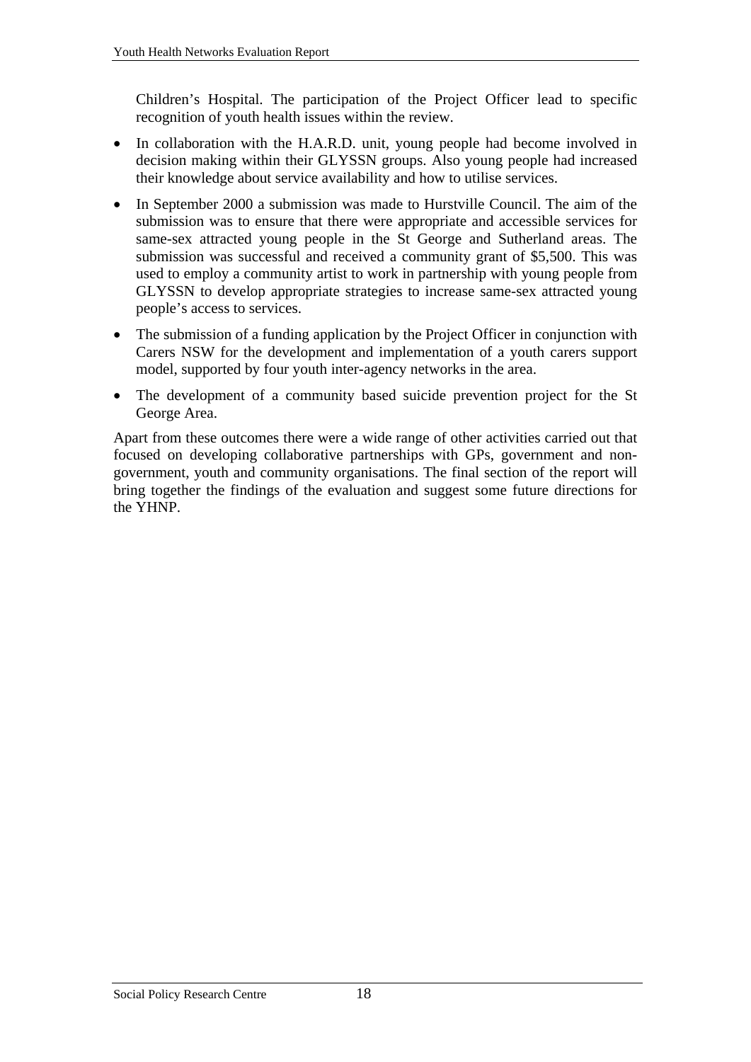Children's Hospital. The participation of the Project Officer lead to specific recognition of youth health issues within the review.

- In collaboration with the H.A.R.D. unit, young people had become involved in decision making within their GLYSSN groups. Also young people had increased their knowledge about service availability and how to utilise services.
- In September 2000 a submission was made to Hurstville Council. The aim of the submission was to ensure that there were appropriate and accessible services for same-sex attracted young people in the St George and Sutherland areas. The submission was successful and received a community grant of $5,500. This was used to employ a community artist to work in partnership with young people from GLYSSN to develop appropriate strategies to increase same-sex attracted young people's access to services.
- The submission of a funding application by the Project Officer in conjunction with Carers NSW for the development and implementation of a youth carers support model, supported by four youth inter-agency networks in the area.
- The development of a community based suicide prevention project for the St George Area.

Apart from these outcomes there were a wide range of other activities carried out that focused on developing collaborative partnerships with GPs, government and non-government, youth and community organisations. The final section of the report will bring together the findings of the evaluation and suggest some future directions for the YHNP.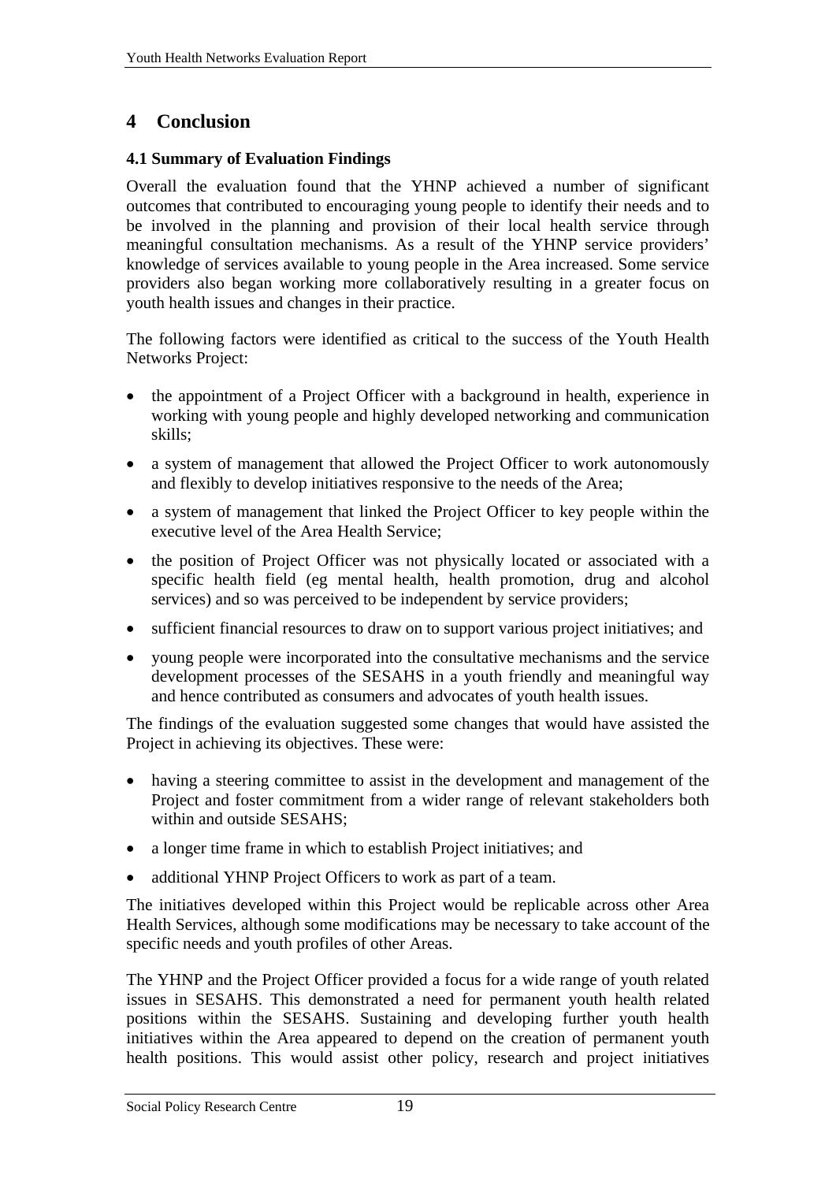# 4 Conclusion

### 4.1 Summary of Evaluation Findings

Overall the evaluation found that the YHNP achieved a number of significant outcomes that contributed to encouraging young people to identify their needs and to be involved in the planning and provision of their local health service through meaningful consultation mechanisms. As a result of the YHNP service providers' knowledge of services available to young people in the Area increased. Some service providers also began working more collaboratively resulting in a greater focus on youth health issues and changes in their practice.

The following factors were identified as critical to the success of the Youth Health Networks Project:

- the appointment of a Project Officer with a background in health, experience in working with young people and highly developed networking and communication skills;
- a system of management that allowed the Project Officer to work autonomously and flexibly to develop initiatives responsive to the needs of the Area;
- a system of management that linked the Project Officer to key people within the executive level of the Area Health Service;
- the position of Project Officer was not physically located or associated with a specific health field (eg mental health, health promotion, drug and alcohol services) and so was perceived to be independent by service providers;
- sufficient financial resources to draw on to support various project initiatives; and
- young people were incorporated into the consultative mechanisms and the service development processes of the SESAHS in a youth friendly and meaningful way and hence contributed as consumers and advocates of youth health issues.

The findings of the evaluation suggested some changes that would have assisted the Project in achieving its objectives. These were:

- having a steering committee to assist in the development and management of the Project and foster commitment from a wider range of relevant stakeholders both within and outside SESAHS;
- a longer time frame in which to establish Project initiatives; and
- additional YHNP Project Officers to work as part of a team.

The initiatives developed within this Project would be replicable across other Area Health Services, although some modifications may be necessary to take account of the specific needs and youth profiles of other Areas.

The YHNP and the Project Officer provided a focus for a wide range of youth related issues in SESAHS. This demonstrated a need for permanent youth health related positions within the SESAHS. Sustaining and developing further youth health initiatives within the Area appeared to depend on the creation of permanent youth health positions. This would assist other policy, research and project initiatives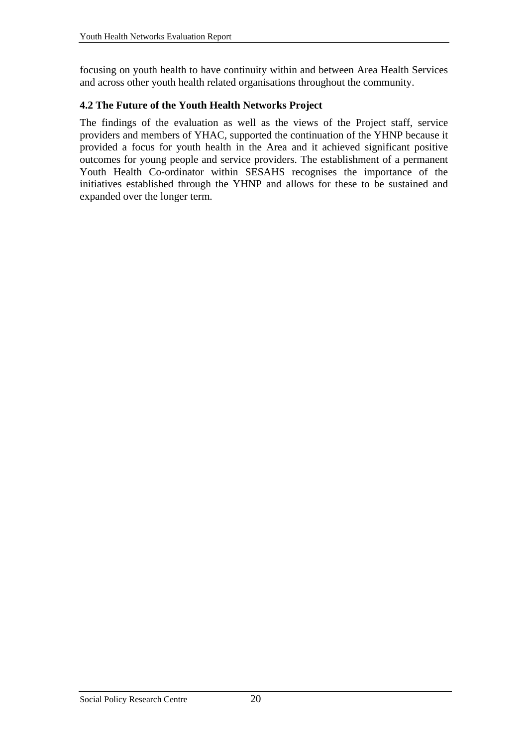focusing on youth health to have continuity within and between Area Health Services and across other youth health related organisations throughout the community.

### 4.2 The Future of the Youth Health Networks Project

The findings of the evaluation as well as the views of the Project staff, service providers and members of YHAC, supported the continuation of the YHNP because it provided a focus for youth health in the Area and it achieved significant positive outcomes for young people and service providers. The establishment of a permanent Youth Health Co-ordinator within SESAHS recognises the importance of the initiatives established through the YHNP and allows for these to be sustained and expanded over the longer term.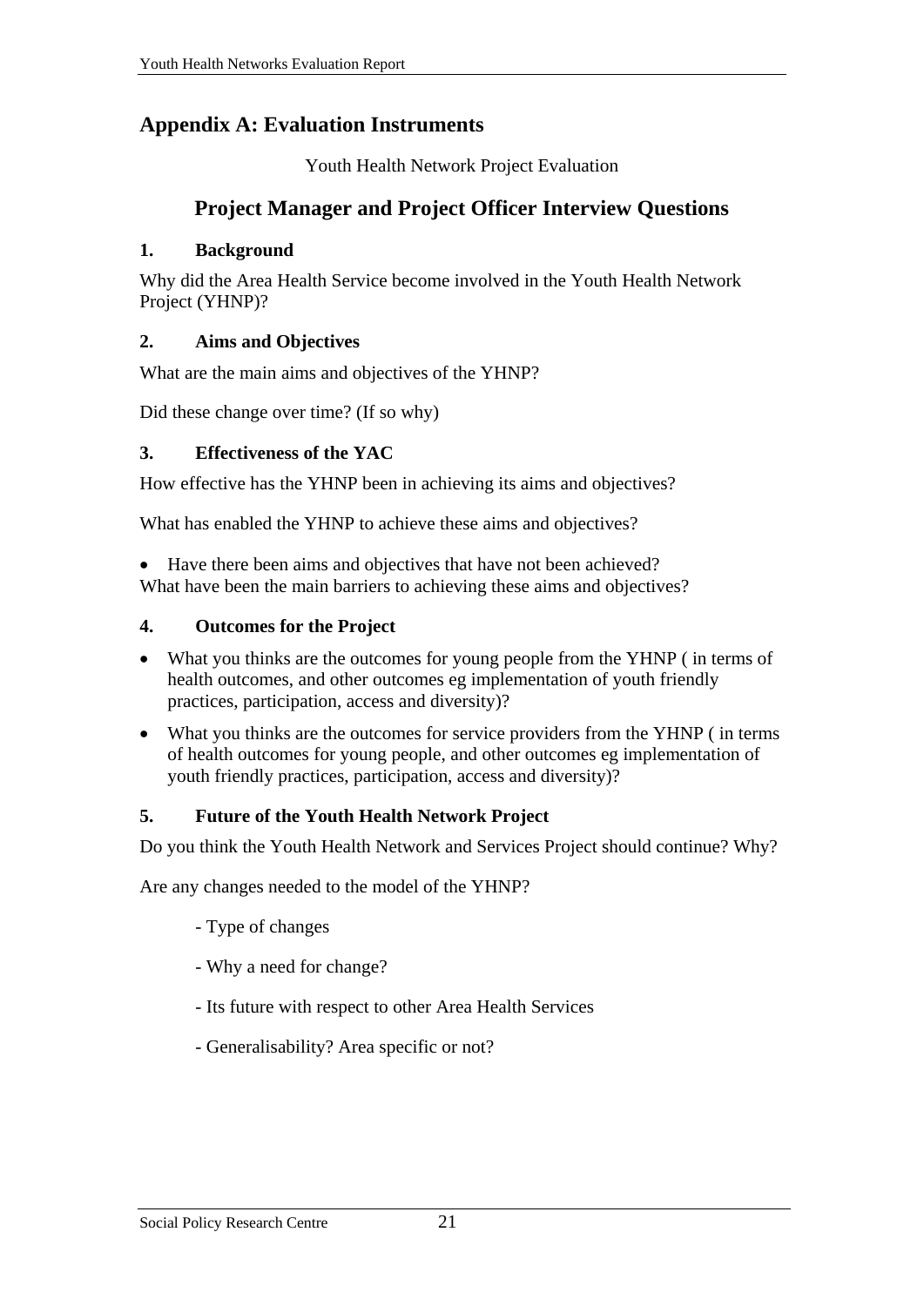# Appendix A: Evaluation Instruments

Youth Health Network Project Evaluation

## Project Manager and Project Officer Interview Questions

### 1. Background

Why did the Area Health Service become involved in the Youth Health Network Project (YHNP)?

### 2. Aims and Objectives

What are the main aims and objectives of the YHNP?

Did these change over time? (If so why)

### 3. Effectiveness of the YAC

How effective has the YHNP been in achieving its aims and objectives?

What has enabled the YHNP to achieve these aims and objectives?

- Have there been aims and objectives that have not been achieved?

What have been the main barriers to achieving these aims and objectives?

### 4. Outcomes for the Project

- What you thinks are the outcomes for young people from the YHNP ( in terms of health outcomes, and other outcomes eg implementation of youth friendly practices, participation, access and diversity)?
- What you thinks are the outcomes for service providers from the YHNP ( in terms of health outcomes for young people, and other outcomes eg implementation of youth friendly practices, participation, access and diversity)?

### 5. Future of the Youth Health Network Project

Do you think the Youth Health Network and Services Project should continue? Why?

Are any changes needed to the model of the YHNP?

- Type of changes
- Why a need for change?
- Its future with respect to other Area Health Services
- Generalisability? Area specific or not?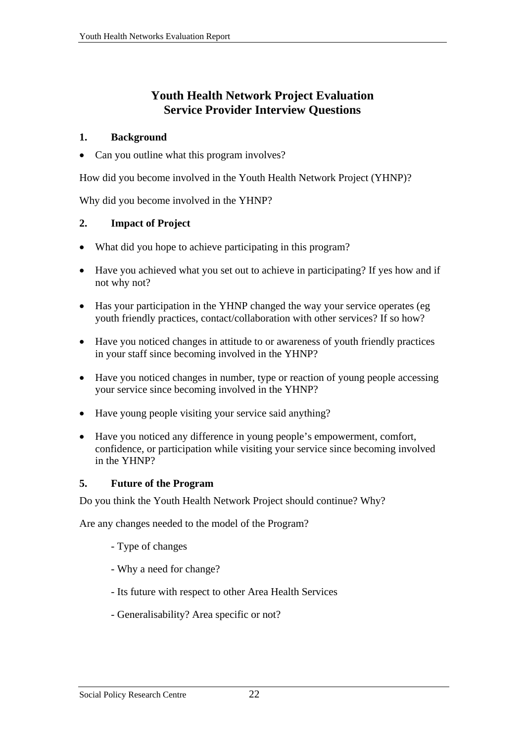# Youth Health Network Project Evaluation
# Service Provider Interview Questions

**1. Background**

- Can you outline what this program involves?

How did you become involved in the Youth Health Network Project (YHNP)?

Why did you become involved in the YHNP?

**2. Impact of Project**

- What did you hope to achieve participating in this program?
- Have you achieved what you set out to achieve in participating? If yes how and if not why not?
- Has your participation in the YHNP changed the way your service operates (eg youth friendly practices, contact/collaboration with other services? If so how?
- Have you noticed changes in attitude to or awareness of youth friendly practices in your staff since becoming involved in the YHNP?
- Have you noticed changes in number, type or reaction of young people accessing your service since becoming involved in the YHNP?
- Have young people visiting your service said anything?
- Have you noticed any difference in young people's empowerment, comfort, confidence, or participation while visiting your service since becoming involved in the YHNP?

**5. Future of the Program**

Do you think the Youth Health Network Project should continue? Why?

Are any changes needed to the model of the Program?

- Type of changes
- Why a need for change?
- Its future with respect to other Area Health Services
- Generalisability? Area specific or not?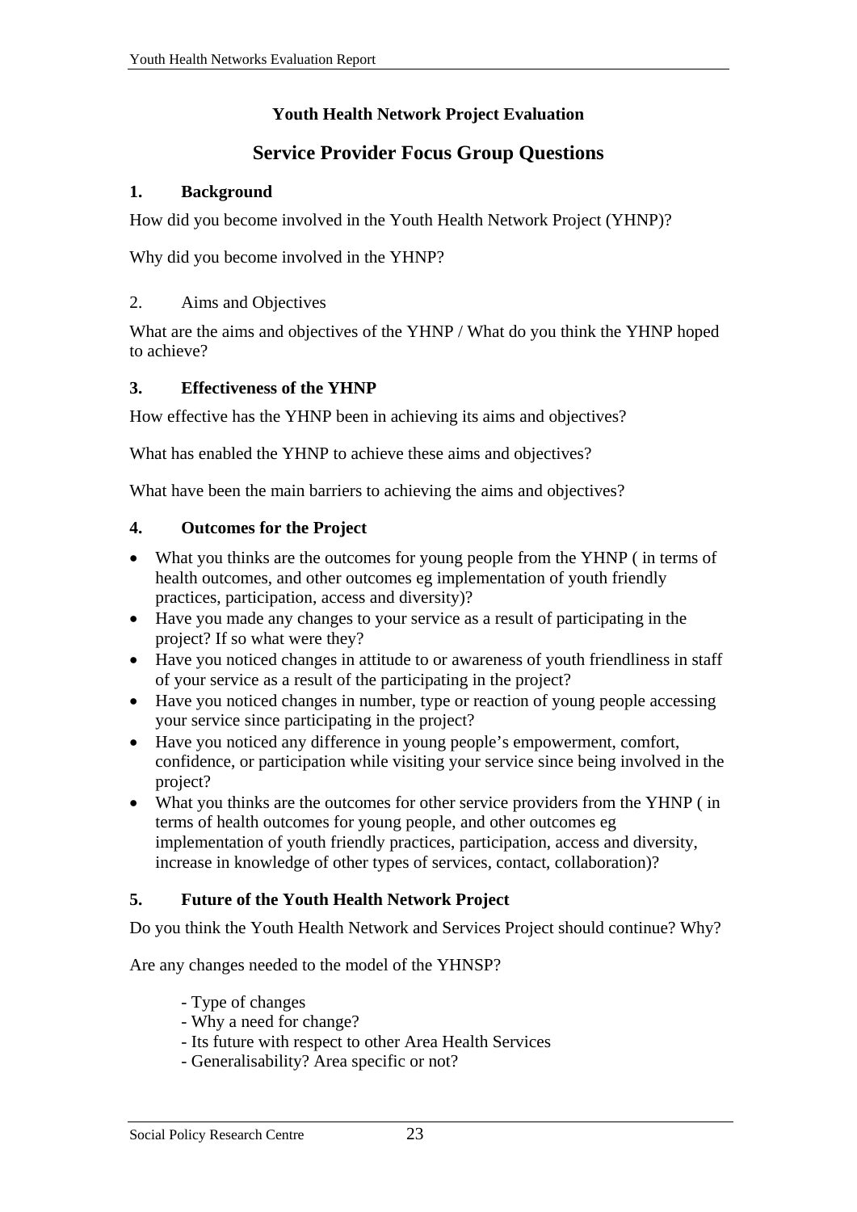**Youth Health Network Project Evaluation**

## Service Provider Focus Group Questions

### 1. Background

How did you become involved in the Youth Health Network Project (YHNP)?

Why did you become involved in the YHNP?

### 2. Aims and Objectives

What are the aims and objectives of the YHNP / What do you think the YHNP hoped to achieve?

### 3. Effectiveness of the YHNP

How effective has the YHNP been in achieving its aims and objectives?

What has enabled the YHNP to achieve these aims and objectives?

What have been the main barriers to achieving the aims and objectives?

### 4. Outcomes for the Project

- What you thinks are the outcomes for young people from the YHNP ( in terms of health outcomes, and other outcomes eg implementation of youth friendly practices, participation, access and diversity)?
- Have you made any changes to your service as a result of participating in the project? If so what were they?
- Have you noticed changes in attitude to or awareness of youth friendliness in staff of your service as a result of the participating in the project?
- Have you noticed changes in number, type or reaction of young people accessing your service since participating in the project?
- Have you noticed any difference in young people's empowerment, comfort, confidence, or participation while visiting your service since being involved in the project?
- What you thinks are the outcomes for other service providers from the YHNP ( in terms of health outcomes for young people, and other outcomes eg implementation of youth friendly practices, participation, access and diversity, increase in knowledge of other types of services, contact, collaboration)?

### 5. Future of the Youth Health Network Project

Do you think the Youth Health Network and Services Project should continue? Why?

Are any changes needed to the model of the YHNSP?

- Type of changes
- Why a need for change?
- Its future with respect to other Area Health Services
- Generalisability? Area specific or not?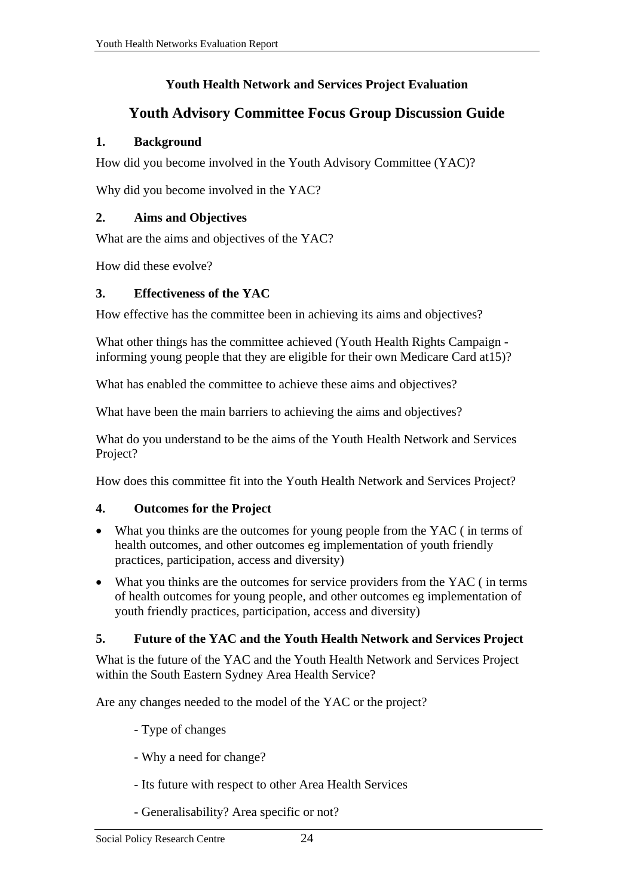**Youth Health Network and Services Project Evaluation**

## Youth Advisory Committee Focus Group Discussion Guide

### 1. Background

How did you become involved in the Youth Advisory Committee (YAC)?

Why did you become involved in the YAC?

### 2. Aims and Objectives

What are the aims and objectives of the YAC?

How did these evolve?

### 3. Effectiveness of the YAC

How effective has the committee been in achieving its aims and objectives?

What other things has the committee achieved (Youth Health Rights Campaign - informing young people that they are eligible for their own Medicare Card at15)?

What has enabled the committee to achieve these aims and objectives?

What have been the main barriers to achieving the aims and objectives?

What do you understand to be the aims of the Youth Health Network and Services Project?

How does this committee fit into the Youth Health Network and Services Project?

### 4. Outcomes for the Project

- What you thinks are the outcomes for young people from the YAC ( in terms of health outcomes, and other outcomes eg implementation of youth friendly practices, participation, access and diversity)
- What you thinks are the outcomes for service providers from the YAC ( in terms of health outcomes for young people, and other outcomes eg implementation of youth friendly practices, participation, access and diversity)

### 5. Future of the YAC and the Youth Health Network and Services Project

What is the future of the YAC and the Youth Health Network and Services Project within the South Eastern Sydney Area Health Service?

Are any changes needed to the model of the YAC or the project?

- Type of changes
- Why a need for change?
- Its future with respect to other Area Health Services
- Generalisability? Area specific or not?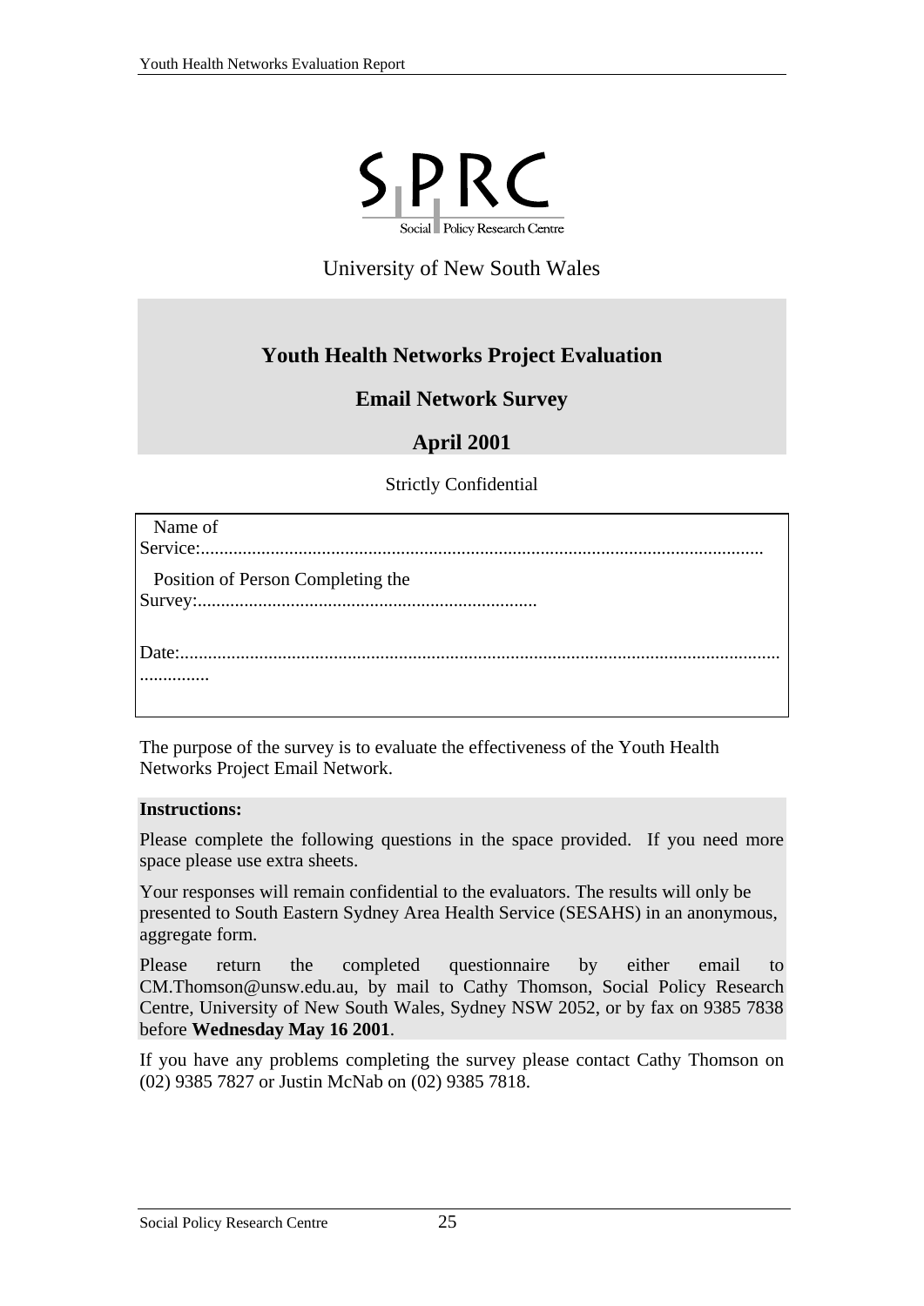SPRC

Social Policy Research Centre

University of New South Wales

# Youth Health Networks Project Evaluation

## Email Network Survey

## April 2001

Strictly Confidential

Name of Service:........................................................................................................................

Position of Person Completing the Survey:.........................................................................

Date:..............................................................................................................................................

The purpose of the survey is to evaluate the effectiveness of the Youth Health Networks Project Email Network.

**Instructions:**

Please complete the following questions in the space provided. If you need more space please use extra sheets.

Your responses will remain confidential to the evaluators. The results will only be presented to South Eastern Sydney Area Health Service (SESAHS) in an anonymous, aggregate form.

Please return the completed questionnaire by either email to CM.Thomson@unsw.edu.au, by mail to Cathy Thomson, Social Policy Research Centre, University of New South Wales, Sydney NSW 2052, or by fax on 9385 7838 before **Wednesday May 16 2001**.

If you have any problems completing the survey please contact Cathy Thomson on (02) 9385 7827 or Justin McNab on (02) 9385 7818.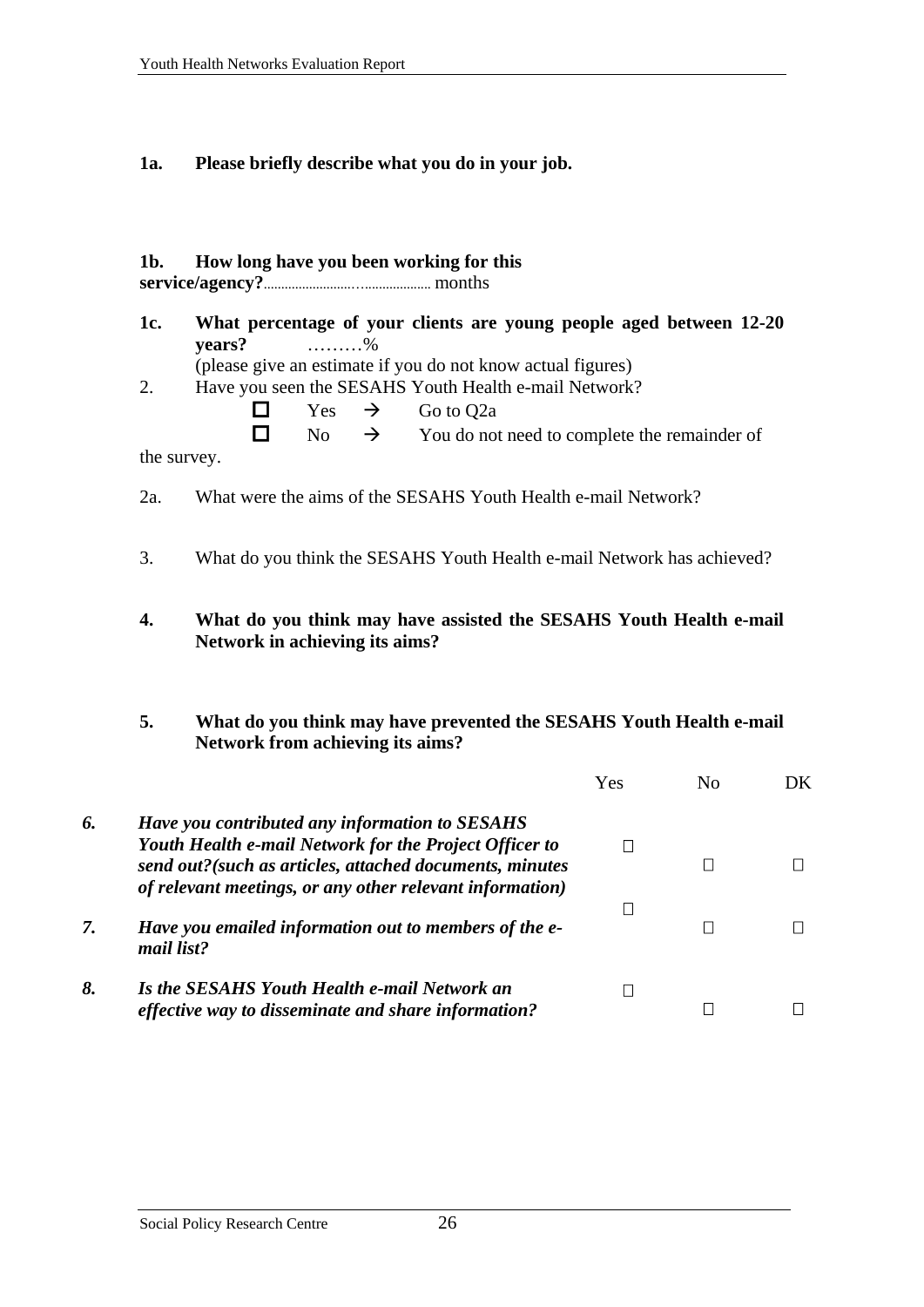**1a. Please briefly describe what you do in your job.**

**1b. How long have you been working for this service/agency?**............................................ months

**1c. What percentage of your clients are young people aged between 12-20 years?** ………%

(please give an estimate if you do not know actual figures)

2. Have you seen the SESAHS Youth Health e-mail Network?

☐ Yes → Go to Q2a

☐ No → You do not need to complete the remainder of the survey.

2a. What were the aims of the SESAHS Youth Health e-mail Network?

3. What do you think the SESAHS Youth Health e-mail Network has achieved?

**4. What do you think may have assisted the SESAHS Youth Health e-mail Network in achieving its aims?**

**5. What do you think may have prevented the SESAHS Youth Health e-mail Network from achieving its aims?**

| | | Yes | No | DK |
|---|---|---|---|---|
| ***6.*** | ***Have you contributed any information to SESAHS Youth Health e-mail Network for the Project Officer to send out?(such as articles, attached documents, minutes of relevant meetings, or any other relevant information)*** | ☐ | ☐ | ☐ |
| ***7.*** | ***Have you emailed information out to members of the e-mail list?*** | ☐ | ☐ | ☐ |
| ***8.*** | ***Is the SESAHS Youth Health e-mail Network an effective way to disseminate and share information?*** | ☐ | ☐ | ☐ |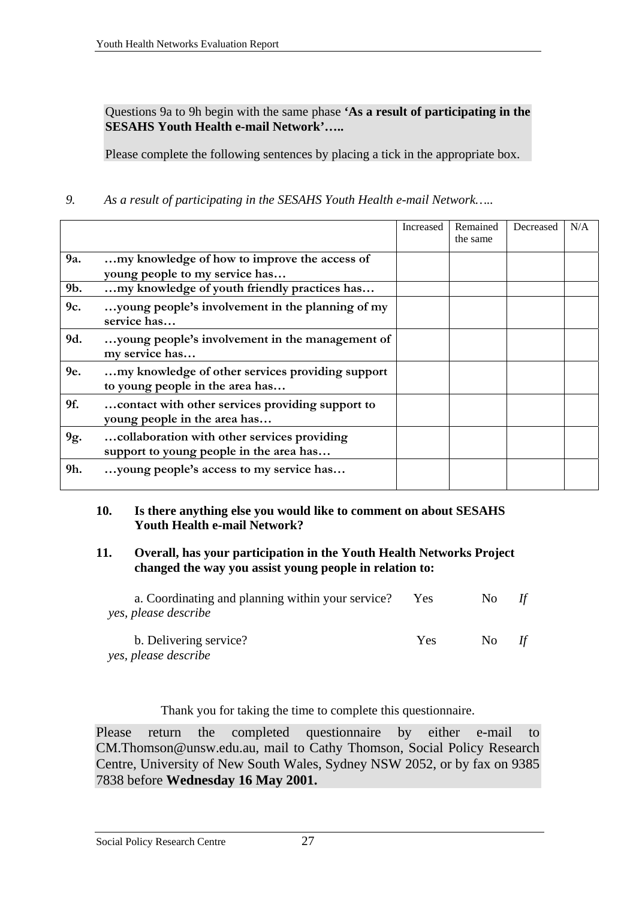Questions 9a to 9h begin with the same phase **'As a result of participating in the SESAHS Youth Health e-mail Network'…..**

Please complete the following sentences by placing a tick in the appropriate box.

*9. As a result of participating in the SESAHS Youth Health e-mail Network…..*

| | | Increased | Remained the same | Decreased | N/A |
|---|---|---|---|---|---|
| **9a.** | **…my knowledge of how to improve the access of young people to my service has…** | | | | |
| **9b.** | **…my knowledge of youth friendly practices has…** | | | | |
| **9c.** | **…young people's involvement in the planning of my service has…** | | | | |
| **9d.** | **…young people's involvement in the management of my service has…** | | | | |
| **9e.** | **…my knowledge of other services providing support to young people in the area has…** | | | | |
| **9f.** | **…contact with other services providing support to young people in the area has…** | | | | |
| **9g.** | **…collaboration with other services providing support to young people in the area has…** | | | | |
| **9h.** | **…young people's access to my service has…** | | | | |

**10. Is there anything else you would like to comment on about SESAHS Youth Health e-mail Network?**

**11. Overall, has your participation in the Youth Health Networks Project changed the way you assist young people in relation to:**

a. Coordinating and planning within your service? Yes No *If yes, please describe*

b. Delivering service? Yes No *If yes, please describe*

Thank you for taking the time to complete this questionnaire.

Please return the completed questionnaire by either e-mail to CM.Thomson@unsw.edu.au, mail to Cathy Thomson, Social Policy Research Centre, University of New South Wales, Sydney NSW 2052, or by fax on 9385 7838 before **Wednesday 16 May 2001.**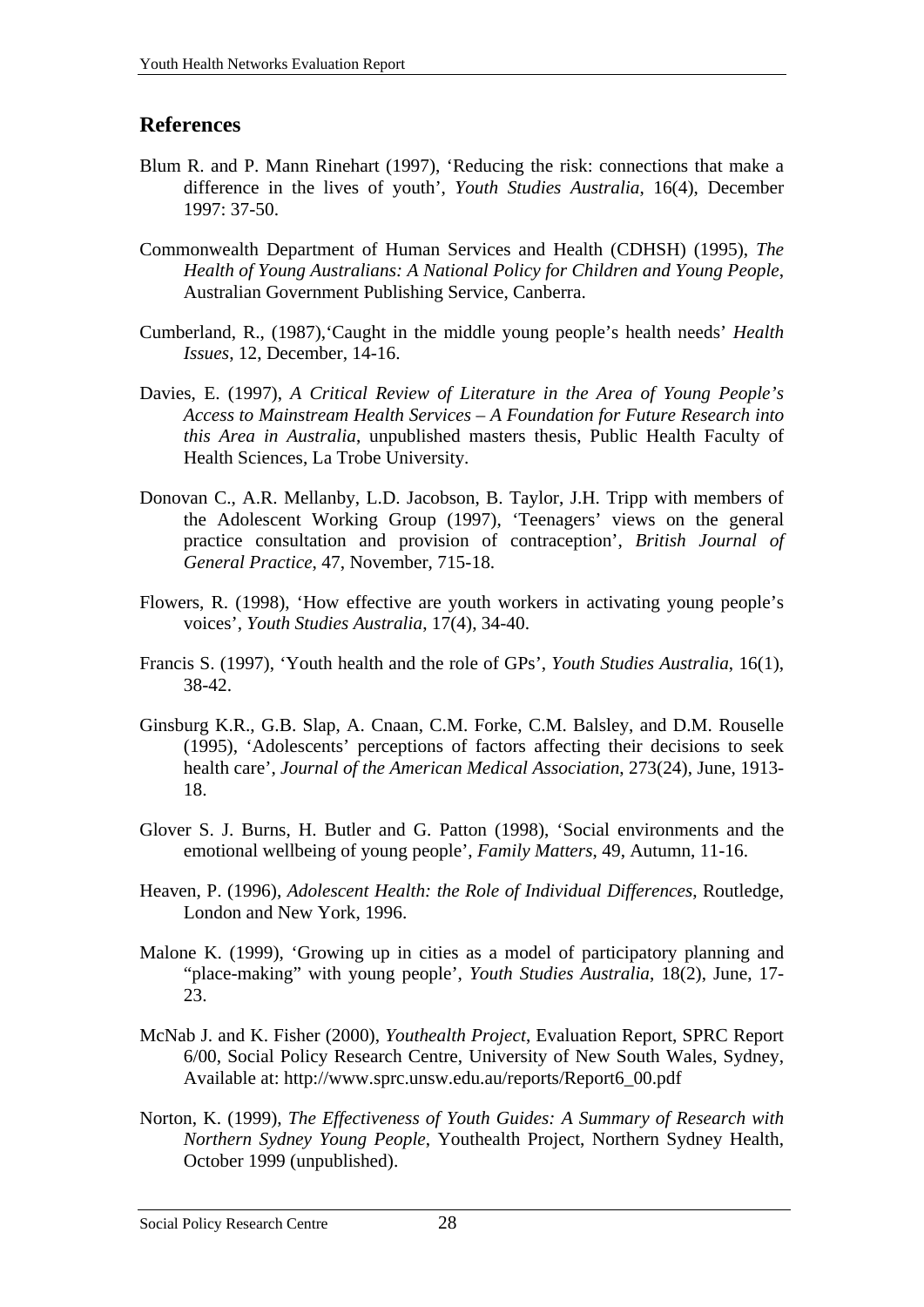## References

Blum R. and P. Mann Rinehart (1997), 'Reducing the risk: connections that make a difference in the lives of youth', *Youth Studies Australia*, 16(4), December 1997: 37-50.

Commonwealth Department of Human Services and Health (CDHSH) (1995), *The Health of Young Australians: A National Policy for Children and Young People*, Australian Government Publishing Service, Canberra.

Cumberland, R., (1987),'Caught in the middle young people's health needs' *Health Issues*, 12, December, 14-16.

Davies, E. (1997), *A Critical Review of Literature in the Area of Young People's Access to Mainstream Health Services – A Foundation for Future Research into this Area in Australia*, unpublished masters thesis, Public Health Faculty of Health Sciences, La Trobe University.

Donovan C., A.R. Mellanby, L.D. Jacobson, B. Taylor, J.H. Tripp with members of the Adolescent Working Group (1997), 'Teenagers' views on the general practice consultation and provision of contraception', *British Journal of General Practice*, 47, November, 715-18.

Flowers, R. (1998), 'How effective are youth workers in activating young people's voices', *Youth Studies Australia*, 17(4), 34-40.

Francis S. (1997), 'Youth health and the role of GPs', *Youth Studies Australia*, 16(1), 38-42.

Ginsburg K.R., G.B. Slap, A. Cnaan, C.M. Forke, C.M. Balsley, and D.M. Rouselle (1995), 'Adolescents' perceptions of factors affecting their decisions to seek health care', *Journal of the American Medical Association*, 273(24), June, 1913-18.

Glover S. J. Burns, H. Butler and G. Patton (1998), 'Social environments and the emotional wellbeing of young people', *Family Matters*, 49, Autumn, 11-16.

Heaven, P. (1996), *Adolescent Health: the Role of Individual Differences*, Routledge, London and New York, 1996.

Malone K. (1999), 'Growing up in cities as a model of participatory planning and "place-making" with young people', *Youth Studies Australia*, 18(2), June, 17-23.

McNab J. and K. Fisher (2000), *Youthealth Project*, Evaluation Report, SPRC Report 6/00, Social Policy Research Centre, University of New South Wales, Sydney, Available at: http://www.sprc.unsw.edu.au/reports/Report6_00.pdf

Norton, K. (1999), *The Effectiveness of Youth Guides: A Summary of Research with Northern Sydney Young People*, Youthealth Project, Northern Sydney Health, October 1999 (unpublished).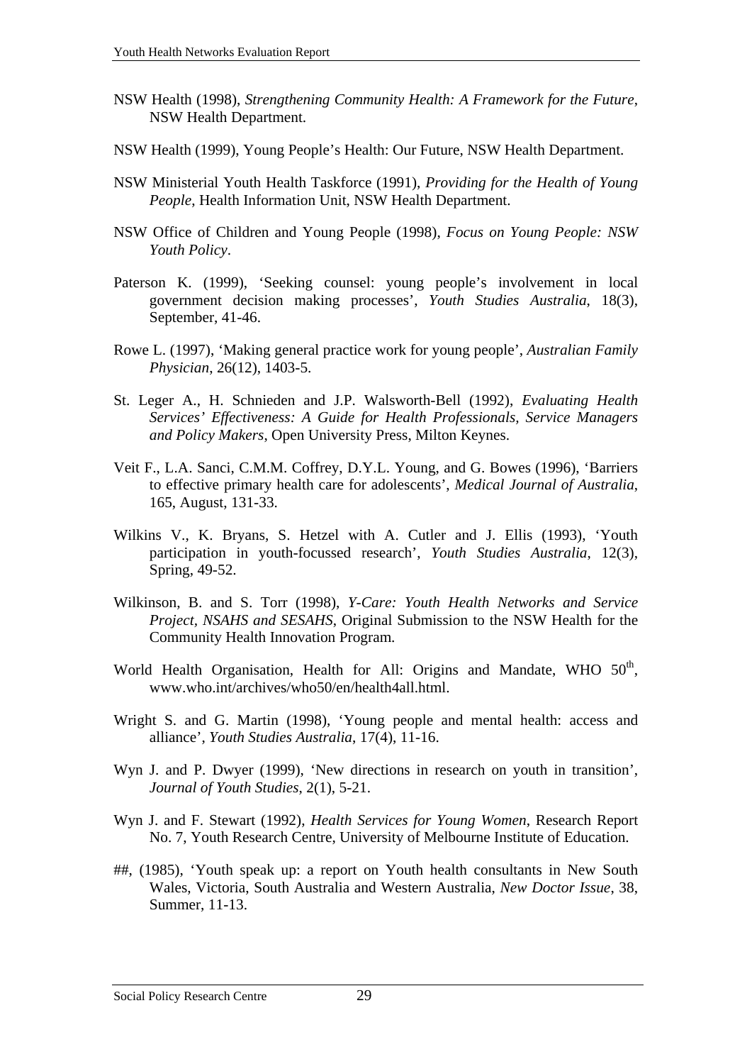NSW Health (1998), *Strengthening Community Health: A Framework for the Future*, NSW Health Department.

NSW Health (1999), Young People's Health: Our Future, NSW Health Department.

NSW Ministerial Youth Health Taskforce (1991), *Providing for the Health of Young People*, Health Information Unit, NSW Health Department.

NSW Office of Children and Young People (1998), *Focus on Young People: NSW Youth Policy*.

Paterson K. (1999), 'Seeking counsel: young people's involvement in local government decision making processes', *Youth Studies Australia*, 18(3), September, 41-46.

Rowe L. (1997), 'Making general practice work for young people', *Australian Family Physician*, 26(12), 1403-5.

St. Leger A., H. Schnieden and J.P. Walsworth-Bell (1992), *Evaluating Health Services' Effectiveness: A Guide for Health Professionals, Service Managers and Policy Makers*, Open University Press, Milton Keynes.

Veit F., L.A. Sanci, C.M.M. Coffrey, D.Y.L. Young, and G. Bowes (1996), 'Barriers to effective primary health care for adolescents', *Medical Journal of Australia*, 165, August, 131-33.

Wilkins V., K. Bryans, S. Hetzel with A. Cutler and J. Ellis (1993), 'Youth participation in youth-focussed research', *Youth Studies Australia*, 12(3), Spring, 49-52.

Wilkinson, B. and S. Torr (1998), *Y-Care: Youth Health Networks and Service Project, NSAHS and SESAHS*, Original Submission to the NSW Health for the Community Health Innovation Program.

World Health Organisation, Health for All: Origins and Mandate, WHO 50th, www.who.int/archives/who50/en/health4all.html.

Wright S. and G. Martin (1998), 'Young people and mental health: access and alliance', *Youth Studies Australia*, 17(4), 11-16.

Wyn J. and P. Dwyer (1999), 'New directions in research on youth in transition', *Journal of Youth Studies*, 2(1), 5-21.

Wyn J. and F. Stewart (1992), *Health Services for Young Women*, Research Report No. 7, Youth Research Centre, University of Melbourne Institute of Education.

##, (1985), 'Youth speak up: a report on Youth health consultants in New South Wales, Victoria, South Australia and Western Australia, *New Doctor Issue*, 38, Summer, 11-13.